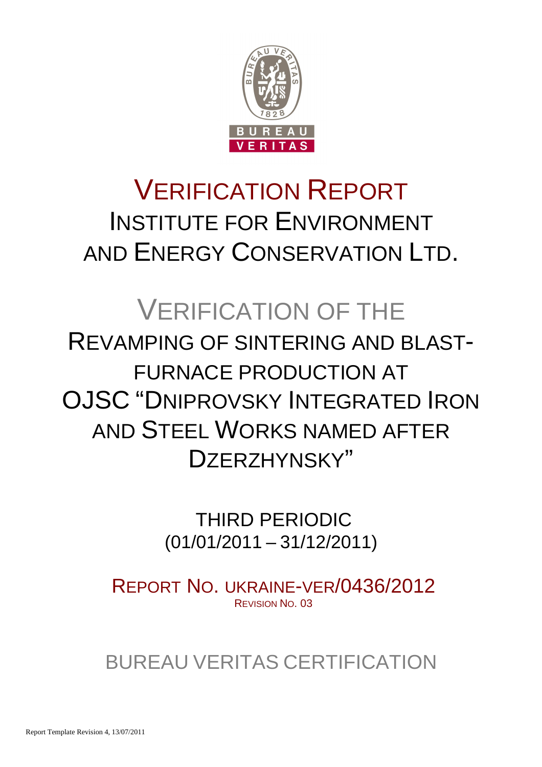# VERIFICATION REPORT

## INSTITUTE FOR ENVIRONMENT AND ENERGY CONSERVATION LTD.

# VERIFICATION OF THE

## REVAMPING OF SINTERING AND BLAST-FURNACE PRODUCTION AT OJSC "DNIPROVSKY INTEGRATED IRON AND STEEL WORKS NAMED AFTER DZERZHYNSKY"

THIRD PERIODIC
(01/01/2011 – 31/12/2011)

REPORT NO. UKRAINE-VER/0436/2012
REVISION NO. 03

BUREAU VERITAS CERTIFICATION

Report Template Revision 4, 13/07/2011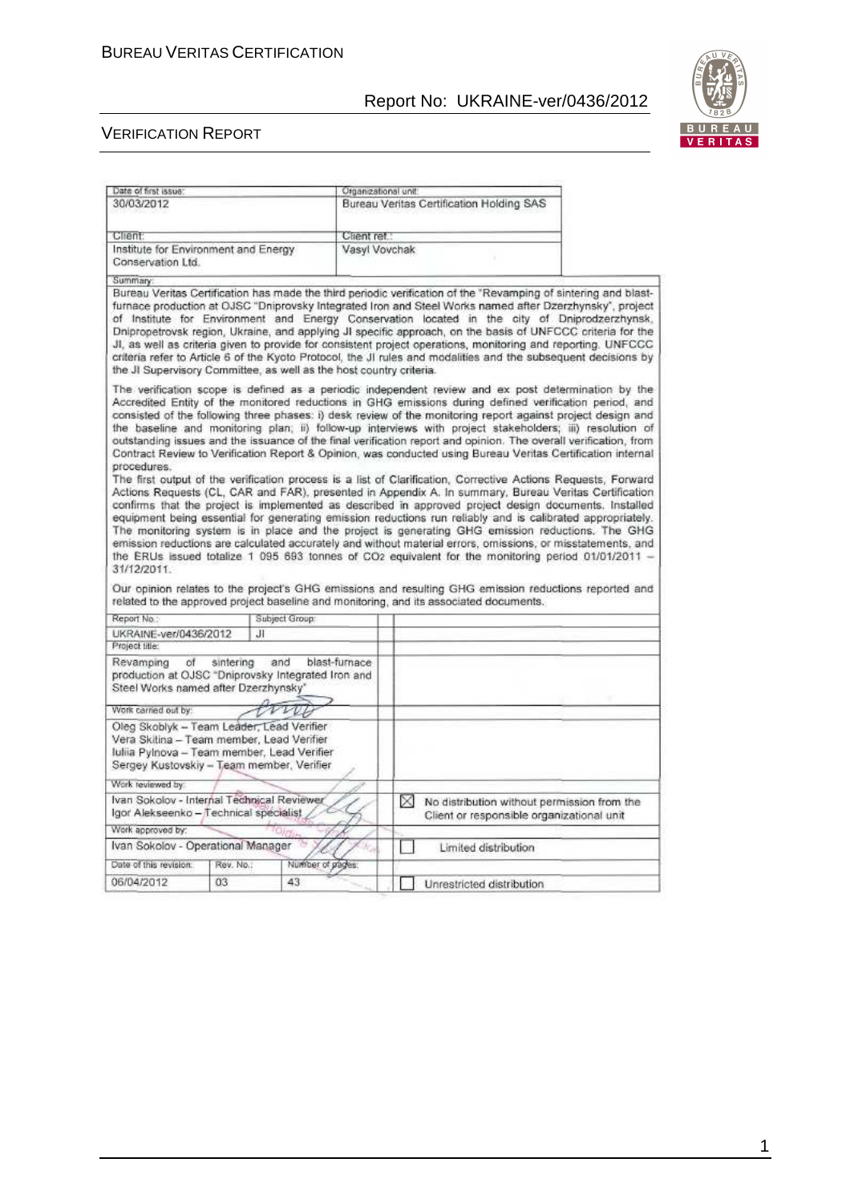| Date of first issue: | Organizational unit: |
|---|---|
| 30/03/2012 | Bureau Veritas Certification Holding SAS |
| Client: | Client ref.: |
| Institute for Environment and Energy Conservation Ltd. | Vasyl Vovchak |

Summary:

Bureau Veritas Certification has made the third periodic verification of the "Revamping of sintering and blast-furnace production at OJSC "Dniprovsky Integrated Iron and Steel Works named after Dzerzhynsky", project of Institute for Environment and Energy Conservation located in the city of Dniprodzerzhynsk, Dnipropetrovsk region, Ukraine, and applying JI specific approach, on the basis of UNFCCC criteria for the JI, as well as criteria given to provide for consistent project operations, monitoring and reporting. UNFCCC criteria refer to Article 6 of the Kyoto Protocol, the JI rules and modalities and the subsequent decisions by the JI Supervisory Committee, as well as the host country criteria.

The verification scope is defined as a periodic independent review and ex post determination by the Accredited Entity of the monitored reductions in GHG emissions during defined verification period, and consisted of the following three phases: i) desk review of the monitoring report against project design and the baseline and monitoring plan; ii) follow-up interviews with project stakeholders; iii) resolution of outstanding issues and the issuance of the final verification report and opinion. The overall verification, from Contract Review to Verification Report & Opinion, was conducted using Bureau Veritas Certification internal procedures.

The first output of the verification process is a list of Clarification, Corrective Actions Requests, Forward Actions Requests (CL, CAR and FAR), presented in Appendix A. In summary, Bureau Veritas Certification confirms that the project is implemented as described in approved project design documents. Installed equipment being essential for generating emission reductions run reliably and is calibrated appropriately. The monitoring system is in place and the project is generating GHG emission reductions. The GHG emission reductions are calculated accurately and without material errors, omissions, or misstatements, and the ERUs issued totalize 1 095 693 tonnes of $CO_2$ equivalent for the monitoring period 01/01/2011 – 31/12/2011.

Our opinion relates to the project's GHG emissions and resulting GHG emission reductions reported and related to the approved project baseline and monitoring, and its associated documents.

| Report No.: | Subject Group: | | |
|---|---|---|---|
| UKRAINE-ver/0436/2012 | JI | | |
| Project title: | | | |
| Revamping of sintering and blast-furnace production at OJSC "Dniprovsky Integrated Iron and Steel Works named after Dzerzhynsky" | | | |
| Work carried out by: | | | |
| Oleg Skoblyk – Team Leader, Lead Verifier<br>Vera Skitina – Team member, Lead Verifier<br>Iuliia Pylnova – Team member, Lead Verifier<br>Sergey Kustovskiy – Team member, Verifier | | | |
| Work reviewed by: | | | |
| Ivan Sokolov - Internal Technical Reviewer<br>Igor Alekseenko – Technical specialist | | ☒ | No distribution without permission from the Client or responsible organizational unit |
| Work approved by: | | | |
| Ivan Sokolov - Operational Manager | | ☐ | Limited distribution |
| Date of this revision: | Rev. No.: | Number of pages: | |
| 06/04/2012 | 03 | 43 | ☐ Unrestricted distribution |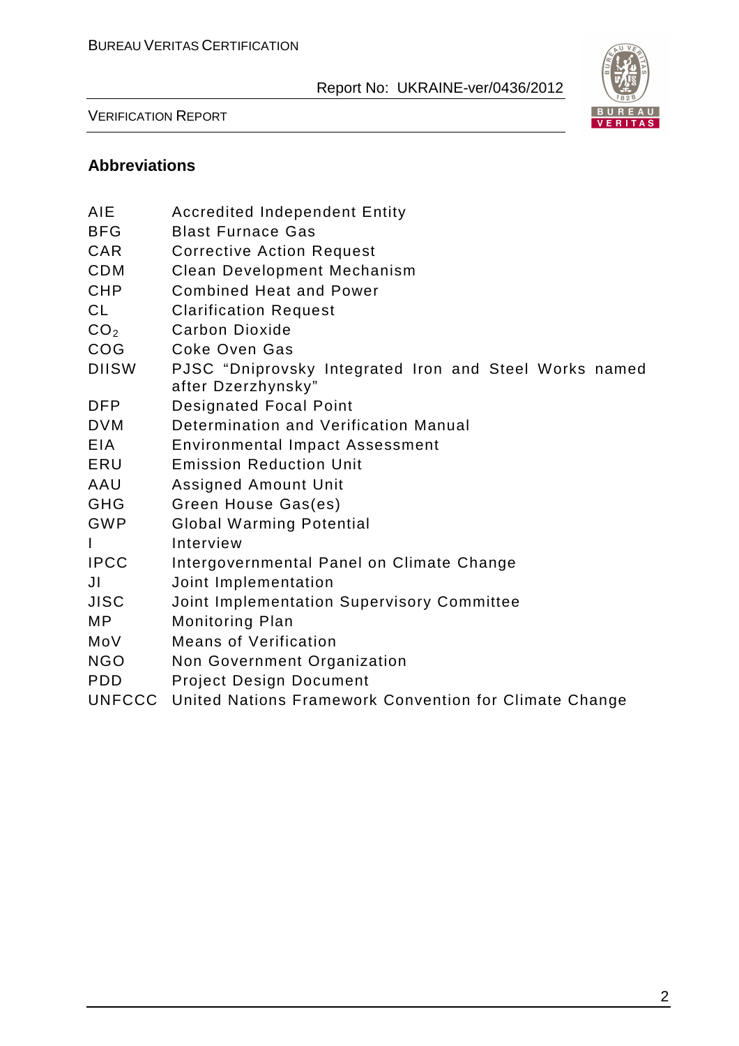## Abbreviations

| | |
|---|---|
| AIE | Accredited Independent Entity |
| BFG | Blast Furnace Gas |
| CAR | Corrective Action Request |
| CDM | Clean Development Mechanism |
| CHP | Combined Heat and Power |
| CL | Clarification Request |
| $CO_2$ | Carbon Dioxide |
| COG | Coke Oven Gas |
| DIISW | PJSC "Dniprovsky Integrated Iron and Steel Works named after Dzerzhynsky" |
| DFP | Designated Focal Point |
| DVM | Determination and Verification Manual |
| EIA | Environmental Impact Assessment |
| ERU | Emission Reduction Unit |
| AAU | Assigned Amount Unit |
| GHG | Green House Gas(es) |
| GWP | Global Warming Potential |
| I | Interview |
| IPCC | Intergovernmental Panel on Climate Change |
| JI | Joint Implementation |
| JISC | Joint Implementation Supervisory Committee |
| MP | Monitoring Plan |
| MoV | Means of Verification |
| NGO | Non Government Organization |
| PDD | Project Design Document |
| UNFCCC | United Nations Framework Convention for Climate Change |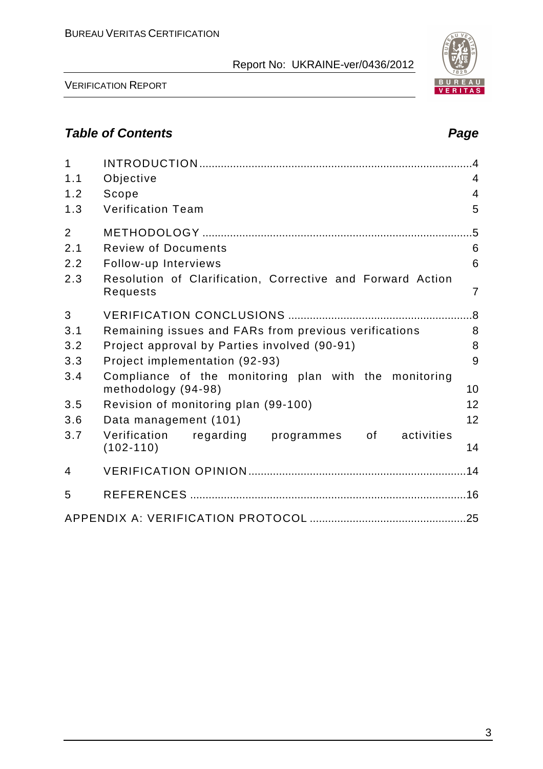## *Table of Contents* *Page*

| | | |
|---|---|---|
| 1 | INTRODUCTION | 4 |
| 1.1 | Objective | 4 |
| 1.2 | Scope | 4 |
| 1.3 | Verification Team | 5 |
| 2 | METHODOLOGY | 5 |
| 2.1 | Review of Documents | 6 |
| 2.2 | Follow-up Interviews | 6 |
| 2.3 | Resolution of Clarification, Corrective and Forward Action Requests | 7 |
| 3 | VERIFICATION CONCLUSIONS | 8 |
| 3.1 | Remaining issues and FARs from previous verifications | 8 |
| 3.2 | Project approval by Parties involved (90-91) | 8 |
| 3.3 | Project implementation (92-93) | 9 |
| 3.4 | Compliance of the monitoring plan with the monitoring methodology (94-98) | 10 |
| 3.5 | Revision of monitoring plan (99-100) | 12 |
| 3.6 | Data management (101) | 12 |
| 3.7 | Verification regarding programmes of activities (102-110) | 14 |
| 4 | VERIFICATION OPINION | 14 |
| 5 | REFERENCES | 16 |
| | APPENDIX A: VERIFICATION PROTOCOL | 25 |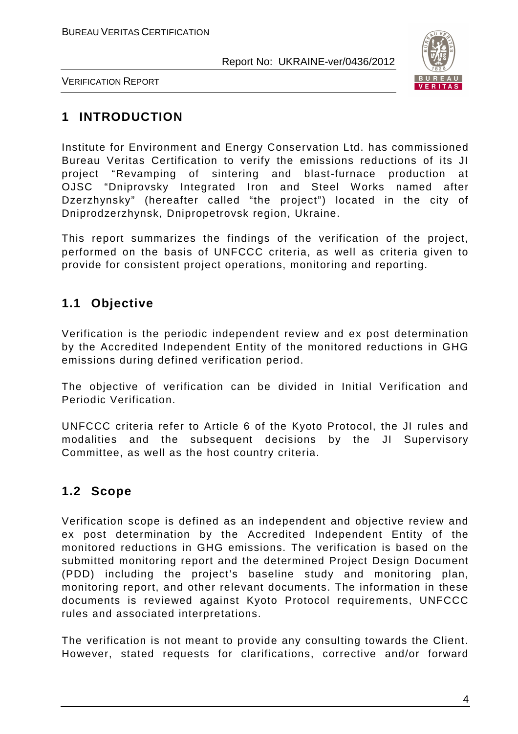# 1 INTRODUCTION

Institute for Environment and Energy Conservation Ltd. has commissioned Bureau Veritas Certification to verify the emissions reductions of its JI project "Revamping of sintering and blast-furnace production at OJSC "Dniprovsky Integrated Iron and Steel Works named after Dzerzhynsky" (hereafter called "the project") located in the city of Dniprodzerzhynsk, Dnipropetrovsk region, Ukraine.

This report summarizes the findings of the verification of the project, performed on the basis of UNFCCC criteria, as well as criteria given to provide for consistent project operations, monitoring and reporting.

## 1.1 Objective

Verification is the periodic independent review and ex post determination by the Accredited Independent Entity of the monitored reductions in GHG emissions during defined verification period.

The objective of verification can be divided in Initial Verification and Periodic Verification.

UNFCCC criteria refer to Article 6 of the Kyoto Protocol, the JI rules and modalities and the subsequent decisions by the JI Supervisory Committee, as well as the host country criteria.

## 1.2 Scope

Verification scope is defined as an independent and objective review and ex post determination by the Accredited Independent Entity of the monitored reductions in GHG emissions. The verification is based on the submitted monitoring report and the determined Project Design Document (PDD) including the project's baseline study and monitoring plan, monitoring report, and other relevant documents. The information in these documents is reviewed against Kyoto Protocol requirements, UNFCCC rules and associated interpretations.

The verification is not meant to provide any consulting towards the Client. However, stated requests for clarifications, corrective and/or forward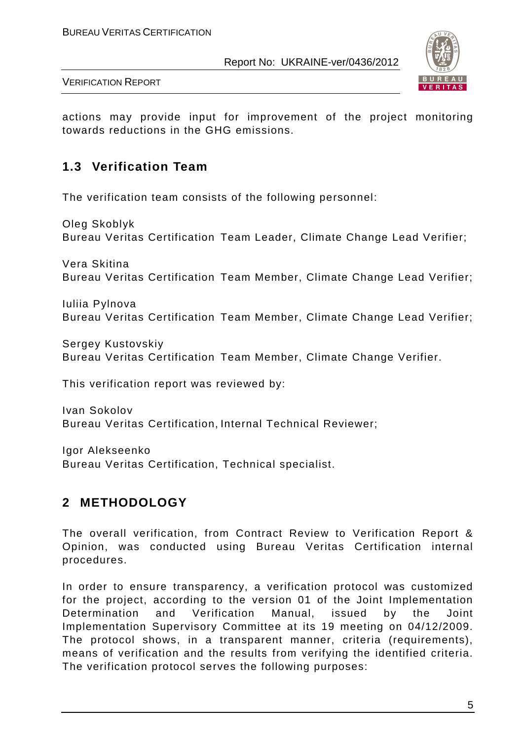actions may provide input for improvement of the project monitoring towards reductions in the GHG emissions.

## 1.3 Verification Team

The verification team consists of the following personnel:

Oleg Skoblyk
Bureau Veritas Certification Team Leader, Climate Change Lead Verifier;

Vera Skitina
Bureau Veritas Certification Team Member, Climate Change Lead Verifier;

Iuliia Pylnova
Bureau Veritas Certification Team Member, Climate Change Lead Verifier;

Sergey Kustovskiy
Bureau Veritas Certification Team Member, Climate Change Verifier.

This verification report was reviewed by:

Ivan Sokolov
Bureau Veritas Certification, Internal Technical Reviewer;

Igor Alekseenko
Bureau Veritas Certification, Technical specialist.

# 2 METHODOLOGY

The overall verification, from Contract Review to Verification Report & Opinion, was conducted using Bureau Veritas Certification internal procedures.

In order to ensure transparency, a verification protocol was customized for the project, according to the version 01 of the Joint Implementation Determination and Verification Manual, issued by the Joint Implementation Supervisory Committee at its 19 meeting on 04/12/2009. The protocol shows, in a transparent manner, criteria (requirements), means of verification and the results from verifying the identified criteria. The verification protocol serves the following purposes: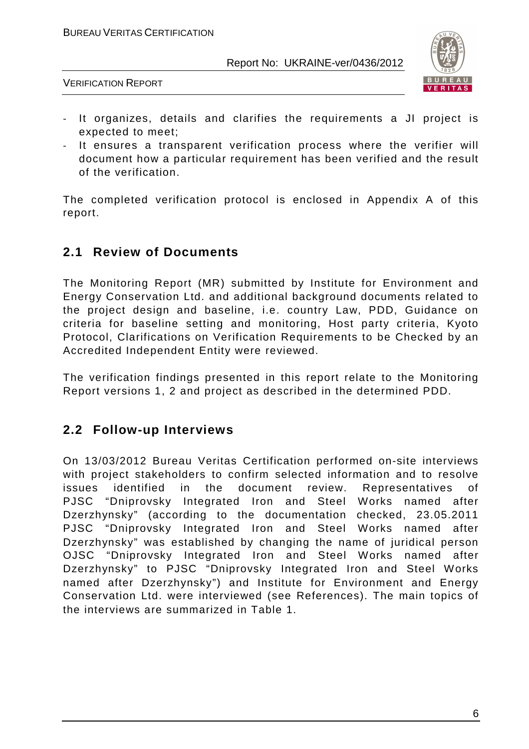- It organizes, details and clarifies the requirements a JI project is expected to meet;
- It ensures a transparent verification process where the verifier will document how a particular requirement has been verified and the result of the verification.

The completed verification protocol is enclosed in Appendix A of this report.

## 2.1 Review of Documents

The Monitoring Report (MR) submitted by Institute for Environment and Energy Conservation Ltd. and additional background documents related to the project design and baseline, i.e. country Law, PDD, Guidance on criteria for baseline setting and monitoring, Host party criteria, Kyoto Protocol, Clarifications on Verification Requirements to be Checked by an Accredited Independent Entity were reviewed.

The verification findings presented in this report relate to the Monitoring Report versions 1, 2 and project as described in the determined PDD.

## 2.2 Follow-up Interviews

On 13/03/2012 Bureau Veritas Certification performed on-site interviews with project stakeholders to confirm selected information and to resolve issues identified in the document review. Representatives of PJSC "Dniprovsky Integrated Iron and Steel Works named after Dzerzhynsky" (according to the documentation checked, 23.05.2011 PJSC "Dniprovsky Integrated Iron and Steel Works named after Dzerzhynsky" was established by changing the name of juridical person OJSC "Dniprovsky Integrated Iron and Steel Works named after Dzerzhynsky" to PJSC "Dniprovsky Integrated Iron and Steel Works named after Dzerzhynsky") and Institute for Environment and Energy Conservation Ltd. were interviewed (see References). The main topics of the interviews are summarized in Table 1.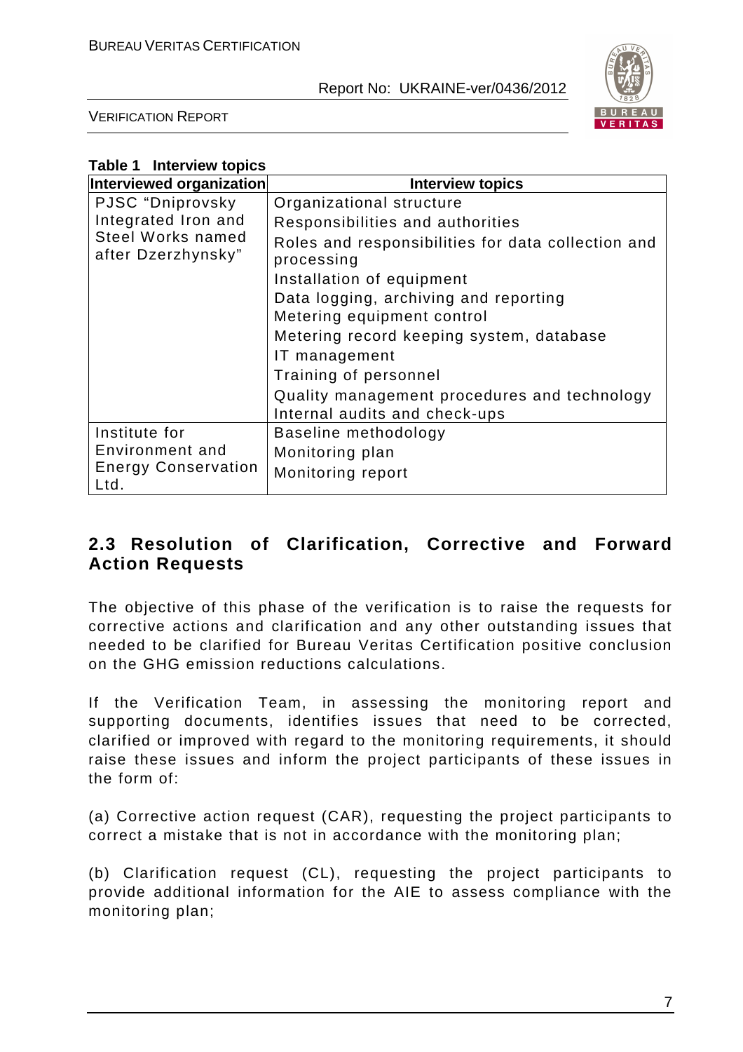**Table 1 Interview topics**

| Interviewed organization | Interview topics |
|---|---|
| PJSC "Dniprovsky Integrated Iron and Steel Works named after Dzerzhynsky" | Organizational structure<br>Responsibilities and authorities<br>Roles and responsibilities for data collection and processing<br>Installation of equipment<br>Data logging, archiving and reporting<br>Metering equipment control<br>Metering record keeping system, database<br>IT management<br>Training of personnel<br>Quality management procedures and technology<br>Internal audits and check-ups |
| Institute for Environment and Energy Conservation Ltd. | Baseline methodology<br>Monitoring plan<br>Monitoring report |

## 2.3 Resolution of Clarification, Corrective and Forward Action Requests

The objective of this phase of the verification is to raise the requests for corrective actions and clarification and any other outstanding issues that needed to be clarified for Bureau Veritas Certification positive conclusion on the GHG emission reductions calculations.

If the Verification Team, in assessing the monitoring report and supporting documents, identifies issues that need to be corrected, clarified or improved with regard to the monitoring requirements, it should raise these issues and inform the project participants of these issues in the form of:

(a) Corrective action request (CAR), requesting the project participants to correct a mistake that is not in accordance with the monitoring plan;

(b) Clarification request (CL), requesting the project participants to provide additional information for the AIE to assess compliance with the monitoring plan;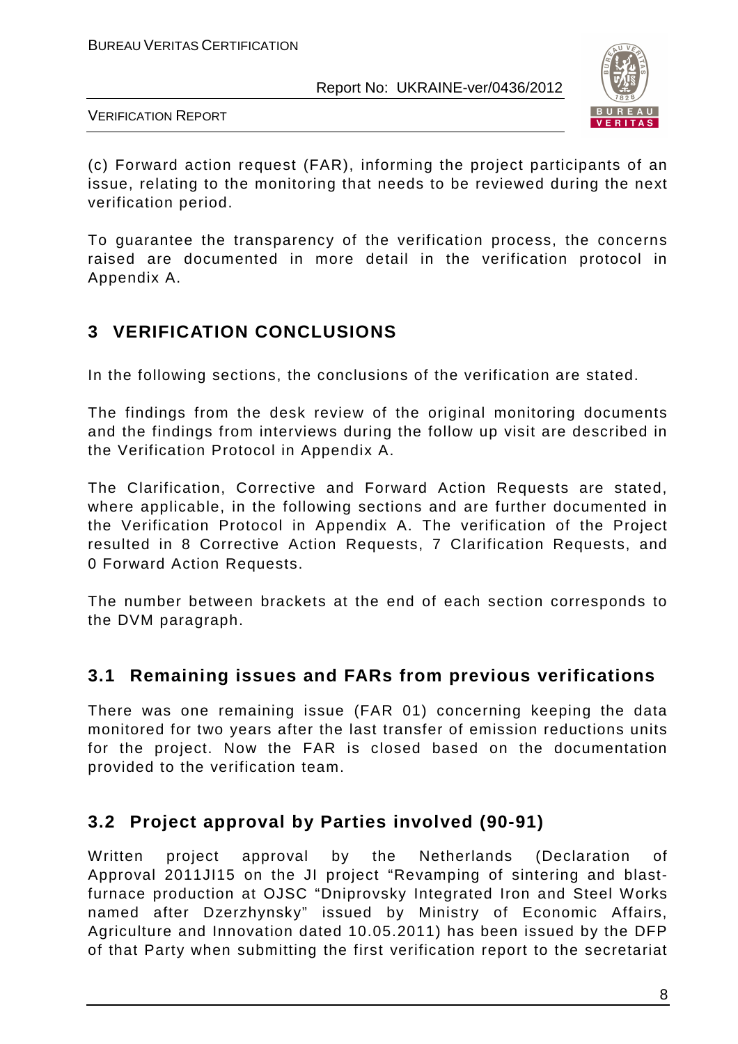(c) Forward action request (FAR), informing the project participants of an issue, relating to the monitoring that needs to be reviewed during the next verification period.

To guarantee the transparency of the verification process, the concerns raised are documented in more detail in the verification protocol in Appendix A.

# 3 VERIFICATION CONCLUSIONS

In the following sections, the conclusions of the verification are stated.

The findings from the desk review of the original monitoring documents and the findings from interviews during the follow up visit are described in the Verification Protocol in Appendix A.

The Clarification, Corrective and Forward Action Requests are stated, where applicable, in the following sections and are further documented in the Verification Protocol in Appendix A. The verification of the Project resulted in 8 Corrective Action Requests, 7 Clarification Requests, and 0 Forward Action Requests.

The number between brackets at the end of each section corresponds to the DVM paragraph.

## 3.1 Remaining issues and FARs from previous verifications

There was one remaining issue (FAR 01) concerning keeping the data monitored for two years after the last transfer of emission reductions units for the project. Now the FAR is closed based on the documentation provided to the verification team.

## 3.2 Project approval by Parties involved (90-91)

Written project approval by the Netherlands (Declaration of Approval 2011JI15 on the JI project "Revamping of sintering and blast-furnace production at OJSC "Dniprovsky Integrated Iron and Steel Works named after Dzerzhynsky" issued by Ministry of Economic Affairs, Agriculture and Innovation dated 10.05.2011) has been issued by the DFP of that Party when submitting the first verification report to the secretariat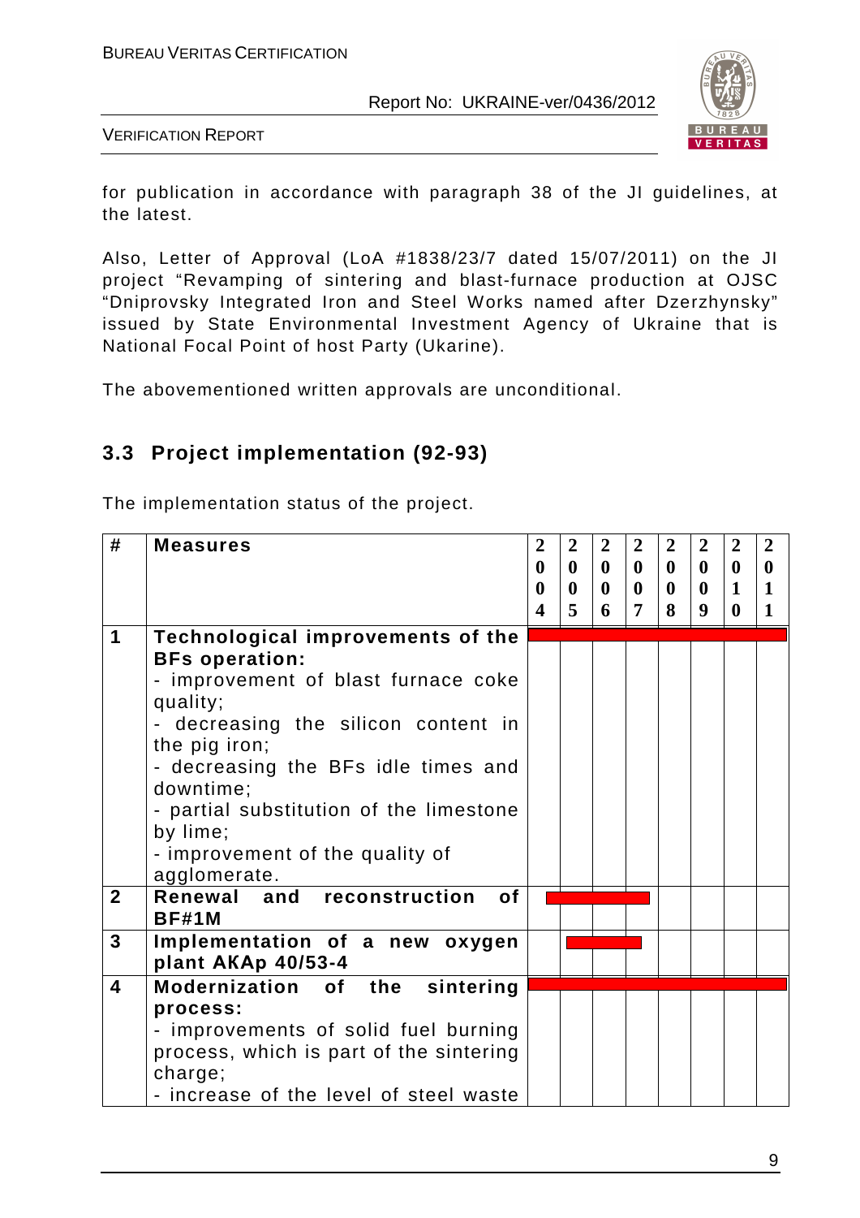for publication in accordance with paragraph 38 of the JI guidelines, at the latest.

Also, Letter of Approval (LoA #1838/23/7 dated 15/07/2011) on the JI project "Revamping of sintering and blast-furnace production at OJSC "Dniprovsky Integrated Iron and Steel Works named after Dzerzhynsky" issued by State Environmental Investment Agency of Ukraine that is National Focal Point of host Party (Ukarine).

The abovementioned written approvals are unconditional.

## 3.3 Project implementation (92-93)

The implementation status of the project.

| # | Measures | 2004 | 2005 | 2006 | 2007 | 2008 | 2009 | 2010 | 2011 |
|---|---|---|---|---|---|---|---|---|---|
| 1 | **Technological improvements of the BFs operation:**<br>- improvement of blast furnace coke quality;<br>- decreasing the silicon content in the pig iron;<br>- decreasing the BFs idle times and downtime;<br>- partial substitution of the limestone by lime;<br>- improvement of the quality of agglomerate. | | | | | | | | |
| 2 | **Renewal and reconstruction of BF#1M** | | | | | | | | |
| 3 | **Implementation of a new oxygen plant AKAp 40/53-4** | | | | | | | | |
| 4 | **Modernization of the sintering process:**<br>- improvements of solid fuel burning process, which is part of the sintering charge;<br>- increase of the level of steel waste | | | | | | | | |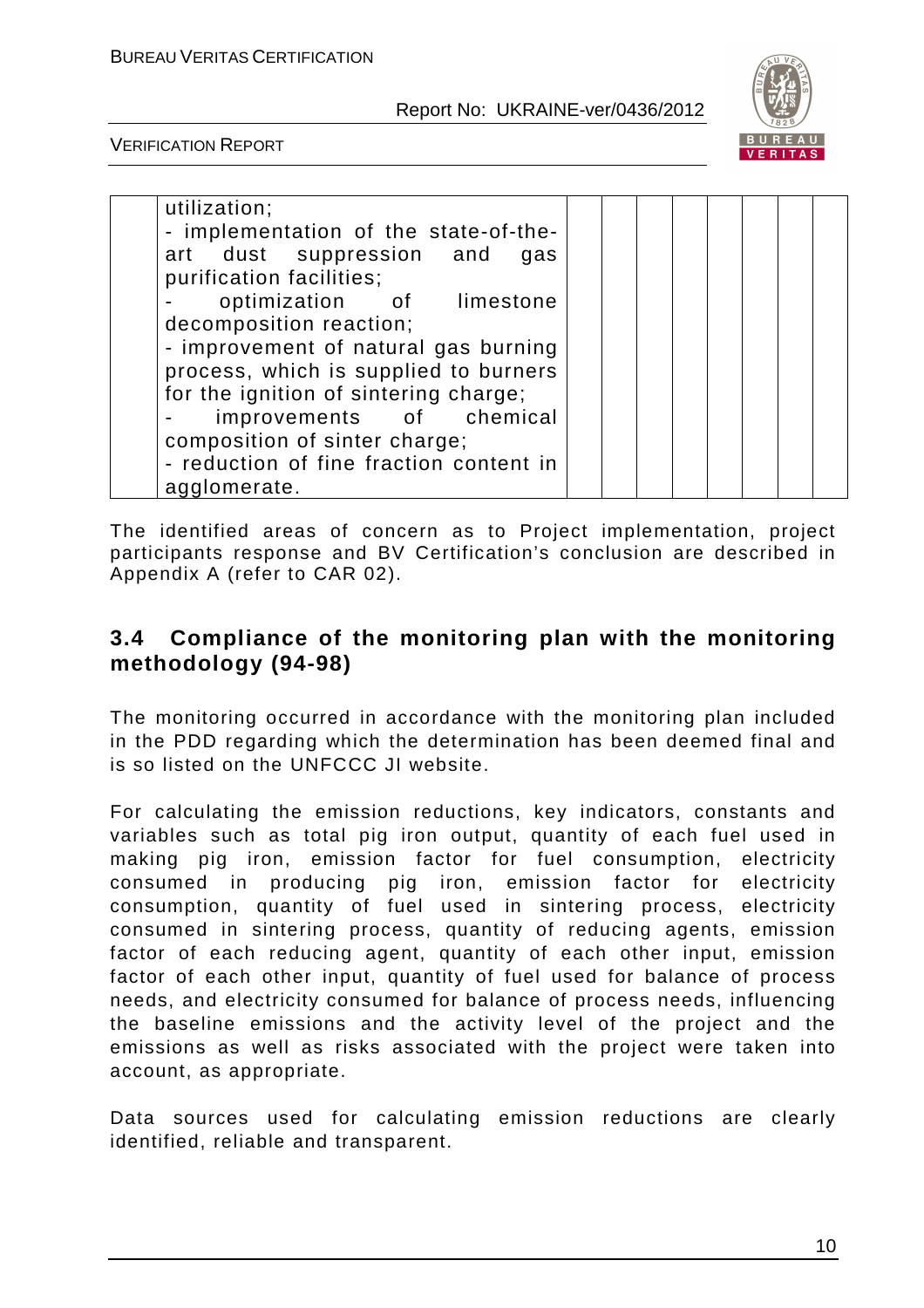| | utilization;<br>- implementation of the state-of-the-art dust suppression and gas purification facilities;<br>- optimization of limestone decomposition reaction;<br>- improvement of natural gas burning process, which is supplied to burners for the ignition of sintering charge;<br>- improvements of chemical composition of sinter charge;<br>- reduction of fine fraction content in agglomerate. | | | | | | | | |
|---|---|---|---|---|---|---|---|---|---|

The identified areas of concern as to Project implementation, project participants response and BV Certification's conclusion are described in Appendix A (refer to CAR 02).

## 3.4 Compliance of the monitoring plan with the monitoring methodology (94-98)

The monitoring occurred in accordance with the monitoring plan included in the PDD regarding which the determination has been deemed final and is so listed on the UNFCCC JI website.

For calculating the emission reductions, key indicators, constants and variables such as total pig iron output, quantity of each fuel used in making pig iron, emission factor for fuel consumption, electricity consumed in producing pig iron, emission factor for electricity consumption, quantity of fuel used in sintering process, electricity consumed in sintering process, quantity of reducing agents, emission factor of each reducing agent, quantity of each other input, emission factor of each other input, quantity of fuel used for balance of process needs, and electricity consumed for balance of process needs, influencing the baseline emissions and the activity level of the project and the emissions as well as risks associated with the project were taken into account, as appropriate.

Data sources used for calculating emission reductions are clearly identified, reliable and transparent.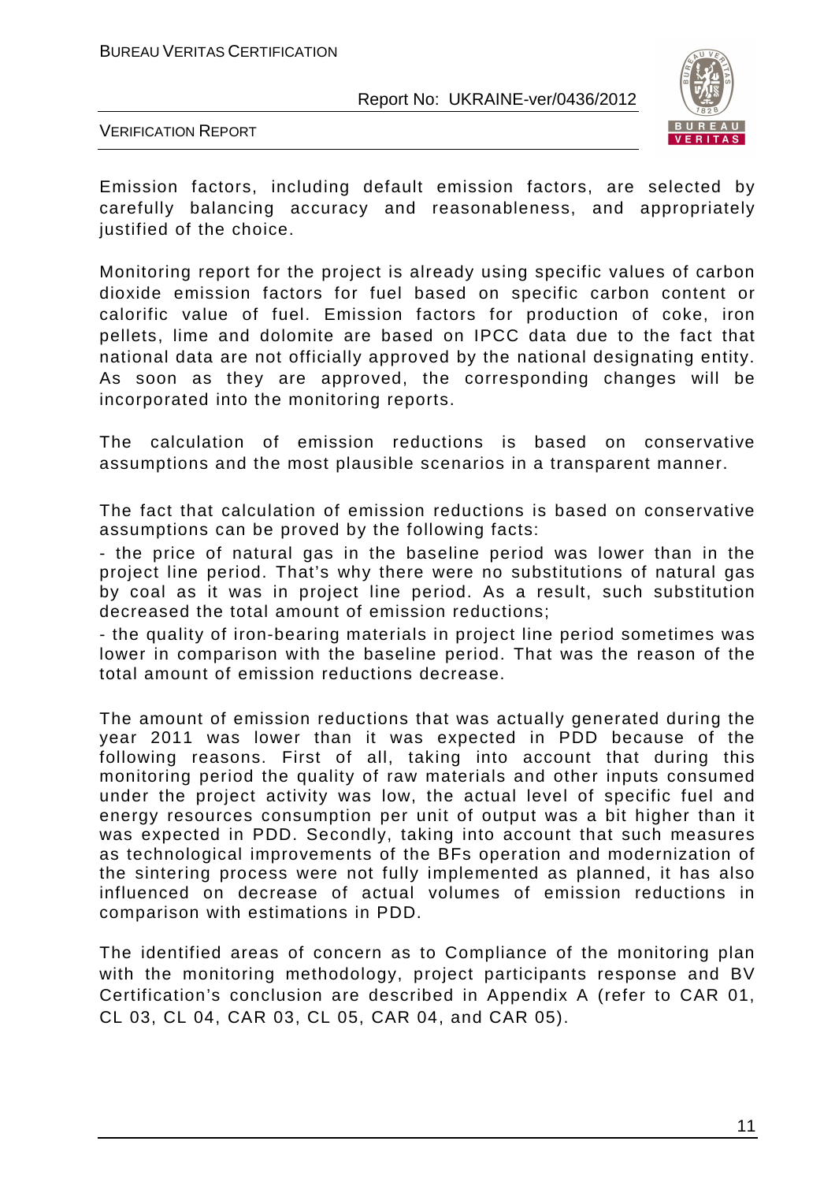Emission factors, including default emission factors, are selected by carefully balancing accuracy and reasonableness, and appropriately justified of the choice.

Monitoring report for the project is already using specific values of carbon dioxide emission factors for fuel based on specific carbon content or calorific value of fuel. Emission factors for production of coke, iron pellets, lime and dolomite are based on IPCC data due to the fact that national data are not officially approved by the national designating entity. As soon as they are approved, the corresponding changes will be incorporated into the monitoring reports.

The calculation of emission reductions is based on conservative assumptions and the most plausible scenarios in a transparent manner.

The fact that calculation of emission reductions is based on conservative assumptions can be proved by the following facts:

- the price of natural gas in the baseline period was lower than in the project line period. That's why there were no substitutions of natural gas by coal as it was in project line period. As a result, such substitution decreased the total amount of emission reductions;
- the quality of iron-bearing materials in project line period sometimes was lower in comparison with the baseline period. That was the reason of the total amount of emission reductions decrease.

The amount of emission reductions that was actually generated during the year 2011 was lower than it was expected in PDD because of the following reasons. First of all, taking into account that during this monitoring period the quality of raw materials and other inputs consumed under the project activity was low, the actual level of specific fuel and energy resources consumption per unit of output was a bit higher than it was expected in PDD. Secondly, taking into account that such measures as technological improvements of the BFs operation and modernization of the sintering process were not fully implemented as planned, it has also influenced on decrease of actual volumes of emission reductions in comparison with estimations in PDD.

The identified areas of concern as to Compliance of the monitoring plan with the monitoring methodology, project participants response and BV Certification's conclusion are described in Appendix A (refer to CAR 01, CL 03, CL 04, CAR 03, CL 05, CAR 04, and CAR 05).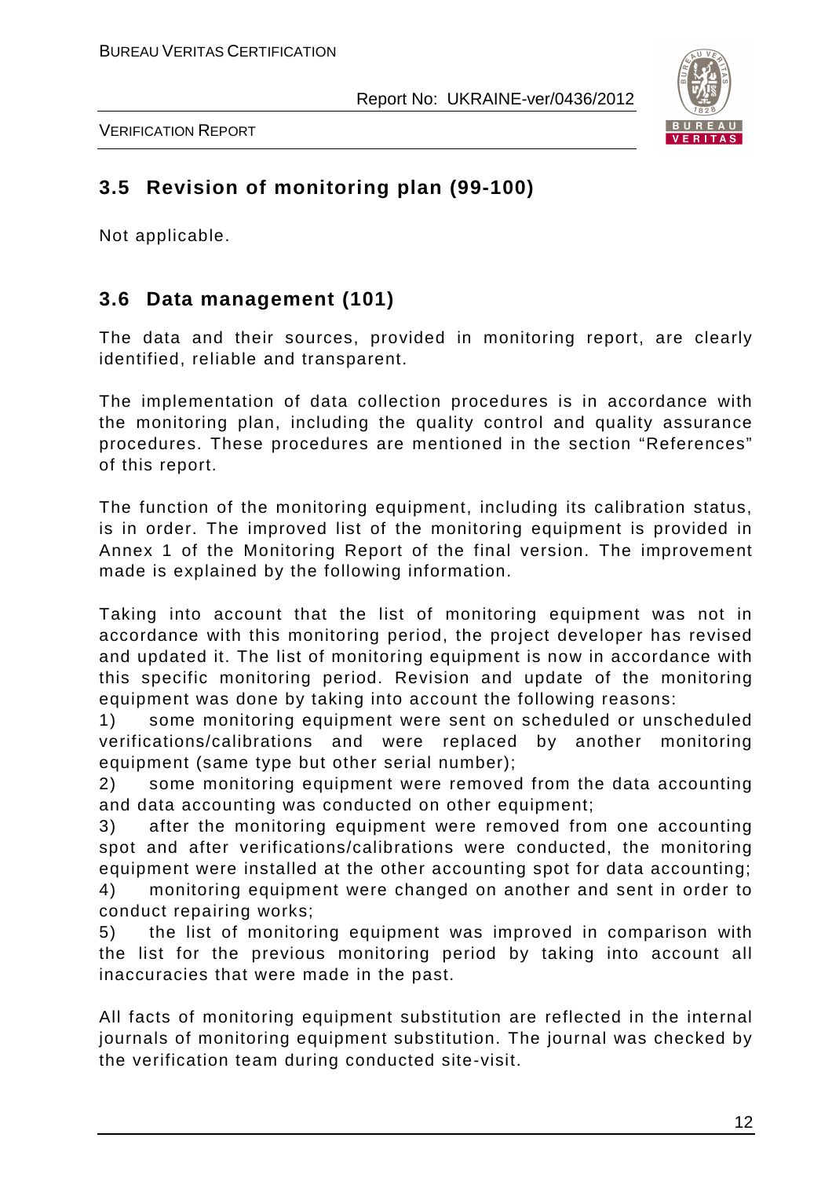## 3.5 Revision of monitoring plan (99-100)

Not applicable.

## 3.6 Data management (101)

The data and their sources, provided in monitoring report, are clearly identified, reliable and transparent.

The implementation of data collection procedures is in accordance with the monitoring plan, including the quality control and quality assurance procedures. These procedures are mentioned in the section "References" of this report.

The function of the monitoring equipment, including its calibration status, is in order. The improved list of the monitoring equipment is provided in Annex 1 of the Monitoring Report of the final version. The improvement made is explained by the following information.

Taking into account that the list of monitoring equipment was not in accordance with this monitoring period, the project developer has revised and updated it. The list of monitoring equipment is now in accordance with this specific monitoring period. Revision and update of the monitoring equipment was done by taking into account the following reasons:

1) some monitoring equipment were sent on scheduled or unscheduled verifications/calibrations and were replaced by another monitoring equipment (same type but other serial number);
2) some monitoring equipment were removed from the data accounting and data accounting was conducted on other equipment;
3) after the monitoring equipment were removed from one accounting spot and after verifications/calibrations were conducted, the monitoring equipment were installed at the other accounting spot for data accounting;
4) monitoring equipment were changed on another and sent in order to conduct repairing works;
5) the list of monitoring equipment was improved in comparison with the list for the previous monitoring period by taking into account all inaccuracies that were made in the past.

All facts of monitoring equipment substitution are reflected in the internal journals of monitoring equipment substitution. The journal was checked by the verification team during conducted site-visit.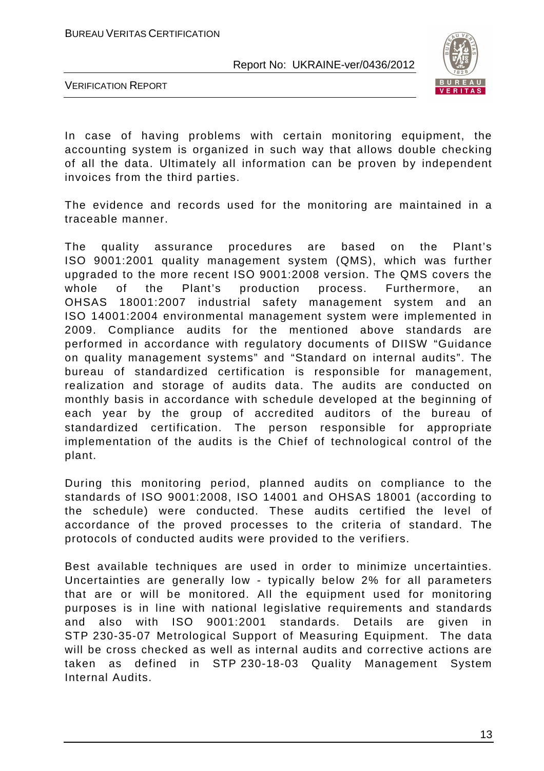In case of having problems with certain monitoring equipment, the accounting system is organized in such way that allows double checking of all the data. Ultimately all information can be proven by independent invoices from the third parties.

The evidence and records used for the monitoring are maintained in a traceable manner.

The quality assurance procedures are based on the Plant's ISO 9001:2001 quality management system (QMS), which was further upgraded to the more recent ISO 9001:2008 version. The QMS covers the whole of the Plant's production process. Furthermore, an OHSAS 18001:2007 industrial safety management system and an ISO 14001:2004 environmental management system were implemented in 2009. Compliance audits for the mentioned above standards are performed in accordance with regulatory documents of DIISW "Guidance on quality management systems" and "Standard on internal audits". The bureau of standardized certification is responsible for management, realization and storage of audits data. The audits are conducted on monthly basis in accordance with schedule developed at the beginning of each year by the group of accredited auditors of the bureau of standardized certification. The person responsible for appropriate implementation of the audits is the Chief of technological control of the plant.

During this monitoring period, planned audits on compliance to the standards of ISO 9001:2008, ISO 14001 and OHSAS 18001 (according to the schedule) were conducted. These audits certified the level of accordance of the proved processes to the criteria of standard. The protocols of conducted audits were provided to the verifiers.

Best available techniques are used in order to minimize uncertainties. Uncertainties are generally low - typically below 2% for all parameters that are or will be monitored. All the equipment used for monitoring purposes is in line with national legislative requirements and standards and also with ISO 9001:2001 standards. Details are given in STP 230-35-07 Metrological Support of Measuring Equipment. The data will be cross checked as well as internal audits and corrective actions are taken as defined in STP 230-18-03 Quality Management System Internal Audits.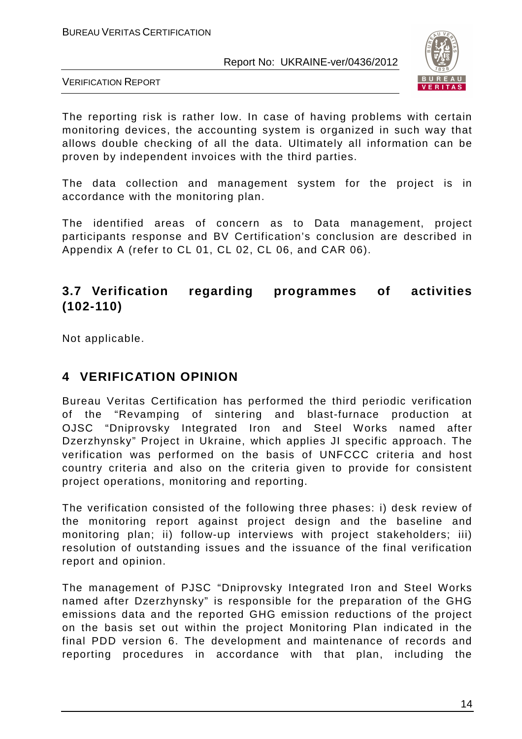The reporting risk is rather low. In case of having problems with certain monitoring devices, the accounting system is organized in such way that allows double checking of all the data. Ultimately all information can be proven by independent invoices with the third parties.

The data collection and management system for the project is in accordance with the monitoring plan.

The identified areas of concern as to Data management, project participants response and BV Certification's conclusion are described in Appendix A (refer to CL 01, CL 02, CL 06, and CAR 06).

## 3.7 Verification regarding programmes of activities (102-110)

Not applicable.

# 4 VERIFICATION OPINION

Bureau Veritas Certification has performed the third periodic verification of the "Revamping of sintering and blast-furnace production at OJSC "Dniprovsky Integrated Iron and Steel Works named after Dzerzhynsky" Project in Ukraine, which applies JI specific approach. The verification was performed on the basis of UNFCCC criteria and host country criteria and also on the criteria given to provide for consistent project operations, monitoring and reporting.

The verification consisted of the following three phases: i) desk review of the monitoring report against project design and the baseline and monitoring plan; ii) follow-up interviews with project stakeholders; iii) resolution of outstanding issues and the issuance of the final verification report and opinion.

The management of PJSC "Dniprovsky Integrated Iron and Steel Works named after Dzerzhynsky" is responsible for the preparation of the GHG emissions data and the reported GHG emission reductions of the project on the basis set out within the project Monitoring Plan indicated in the final PDD version 6. The development and maintenance of records and reporting procedures in accordance with that plan, including the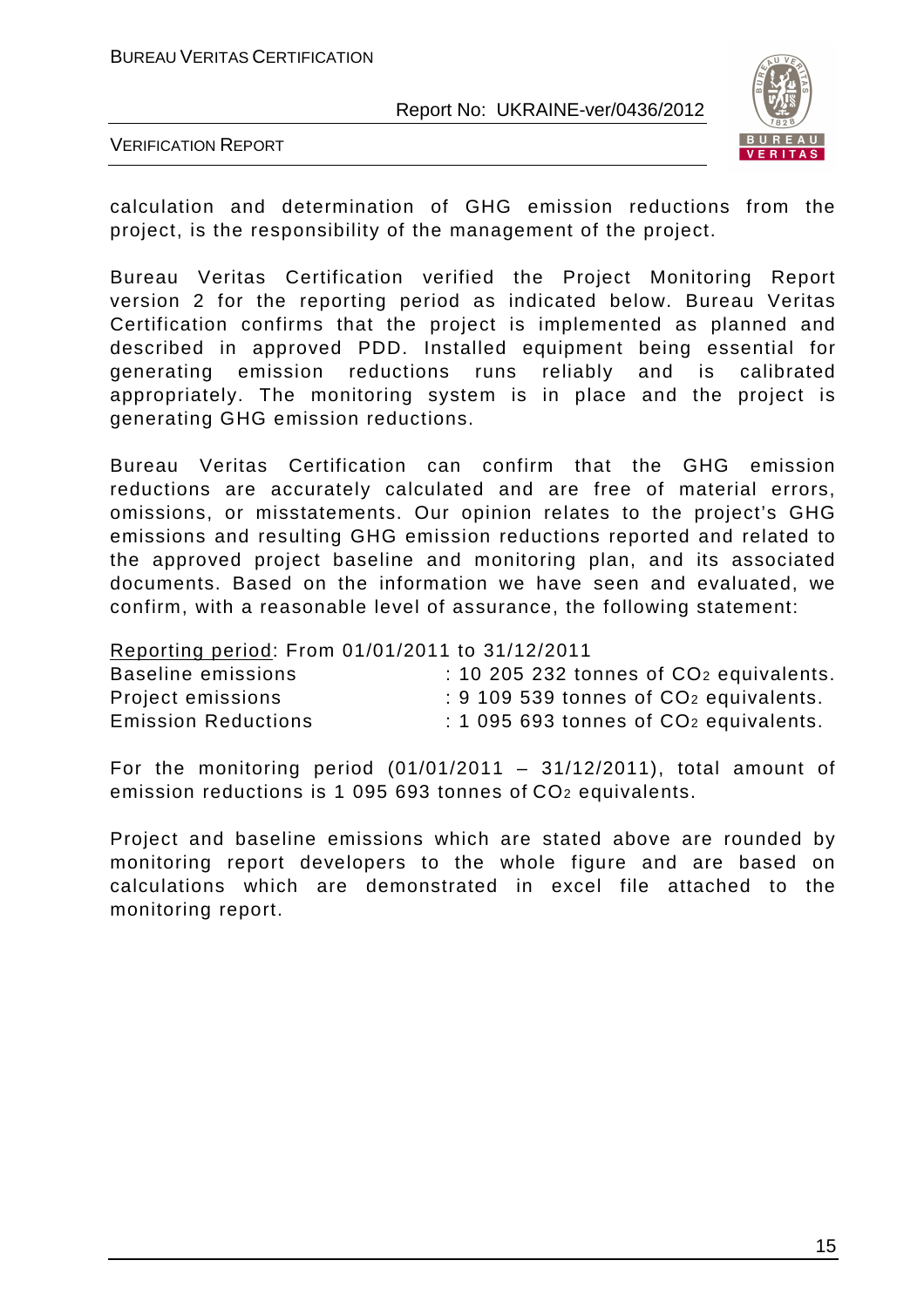calculation and determination of GHG emission reductions from the project, is the responsibility of the management of the project.

Bureau Veritas Certification verified the Project Monitoring Report version 2 for the reporting period as indicated below. Bureau Veritas Certification confirms that the project is implemented as planned and described in approved PDD. Installed equipment being essential for generating emission reductions runs reliably and is calibrated appropriately. The monitoring system is in place and the project is generating GHG emission reductions.

Bureau Veritas Certification can confirm that the GHG emission reductions are accurately calculated and are free of material errors, omissions, or misstatements. Our opinion relates to the project's GHG emissions and resulting GHG emission reductions reported and related to the approved project baseline and monitoring plan, and its associated documents. Based on the information we have seen and evaluated, we confirm, with a reasonable level of assurance, the following statement:

Reporting period: From 01/01/2011 to 31/12/2011

Baseline emissions : 10 205 232 tonnes of $CO_2$ equivalents.
Project emissions : 9 109 539 tonnes of $CO_2$ equivalents.
Emission Reductions : 1 095 693 tonnes of $CO_2$ equivalents.

For the monitoring period (01/01/2011 – 31/12/2011), total amount of emission reductions is 1 095 693 tonnes of $CO_2$ equivalents.

Project and baseline emissions which are stated above are rounded by monitoring report developers to the whole figure and are based on calculations which are demonstrated in excel file attached to the monitoring report.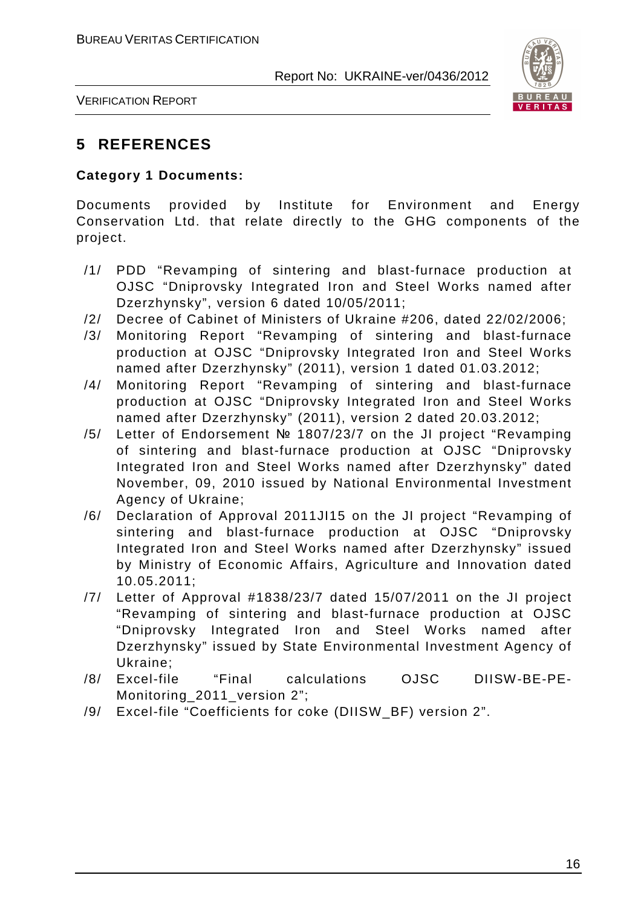## 5 REFERENCES

**Category 1 Documents:**

Documents provided by Institute for Environment and Energy Conservation Ltd. that relate directly to the GHG components of the project.

/1/ PDD "Revamping of sintering and blast-furnace production at OJSC "Dniprovsky Integrated Iron and Steel Works named after Dzerzhynsky", version 6 dated 10/05/2011;

/2/ Decree of Cabinet of Ministers of Ukraine #206, dated 22/02/2006;

/3/ Monitoring Report "Revamping of sintering and blast-furnace production at OJSC "Dniprovsky Integrated Iron and Steel Works named after Dzerzhynsky" (2011), version 1 dated 01.03.2012;

/4/ Monitoring Report "Revamping of sintering and blast-furnace production at OJSC "Dniprovsky Integrated Iron and Steel Works named after Dzerzhynsky" (2011), version 2 dated 20.03.2012;

/5/ Letter of Endorsement № 1807/23/7 on the JI project "Revamping of sintering and blast-furnace production at OJSC "Dniprovsky Integrated Iron and Steel Works named after Dzerzhynsky" dated November, 09, 2010 issued by National Environmental Investment Agency of Ukraine;

/6/ Declaration of Approval 2011JI15 on the JI project "Revamping of sintering and blast-furnace production at OJSC "Dniprovsky Integrated Iron and Steel Works named after Dzerzhynsky" issued by Ministry of Economic Affairs, Agriculture and Innovation dated 10.05.2011;

/7/ Letter of Approval #1838/23/7 dated 15/07/2011 on the JI project "Revamping of sintering and blast-furnace production at OJSC "Dniprovsky Integrated Iron and Steel Works named after Dzerzhynsky" issued by State Environmental Investment Agency of Ukraine;

/8/ Excel-file "Final calculations OJSC DIISW-BE-PE-Monitoring_2011_version 2";

/9/ Excel-file "Coefficients for coke (DIISW_BF) version 2".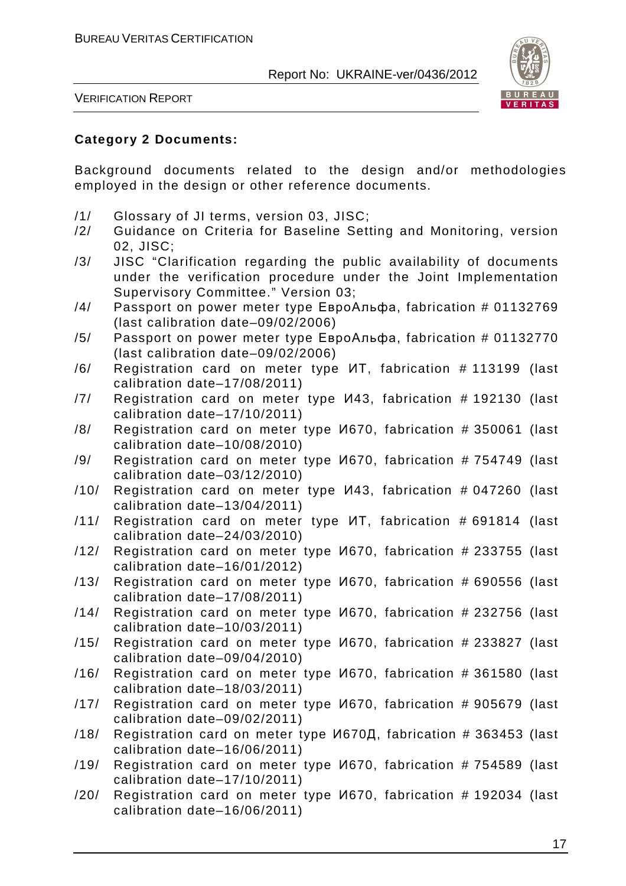**Category 2 Documents:**

Background documents related to the design and/or methodologies employed in the design or other reference documents.

/1/ Glossary of JI terms, version 03, JISC;
/2/ Guidance on Criteria for Baseline Setting and Monitoring, version 02, JISC;
/3/ JISC "Clarification regarding the public availability of documents under the verification procedure under the Joint Implementation Supervisory Committee." Version 03;
/4/ Passport on power meter type ЕвроАльфа, fabrication # 01132769 (last calibration date–09/02/2006)
/5/ Passport on power meter type ЕвроАльфа, fabrication # 01132770 (last calibration date–09/02/2006)
/6/ Registration card on meter type ИТ, fabrication # 113199 (last calibration date–17/08/2011)
/7/ Registration card on meter type И43, fabrication # 192130 (last calibration date–17/10/2011)
/8/ Registration card on meter type И670, fabrication # 350061 (last calibration date–10/08/2010)
/9/ Registration card on meter type И670, fabrication # 754749 (last calibration date–03/12/2010)
/10/ Registration card on meter type И43, fabrication # 047260 (last calibration date–13/04/2011)
/11/ Registration card on meter type ИТ, fabrication # 691814 (last calibration date–24/03/2010)
/12/ Registration card on meter type И670, fabrication # 233755 (last calibration date–16/01/2012)
/13/ Registration card on meter type И670, fabrication # 690556 (last calibration date–17/08/2011)
/14/ Registration card on meter type И670, fabrication # 232756 (last calibration date–10/03/2011)
/15/ Registration card on meter type И670, fabrication # 233827 (last calibration date–09/04/2010)
/16/ Registration card on meter type И670, fabrication # 361580 (last calibration date–18/03/2011)
/17/ Registration card on meter type И670, fabrication # 905679 (last calibration date–09/02/2011)
/18/ Registration card on meter type И670Д, fabrication # 363453 (last calibration date–16/06/2011)
/19/ Registration card on meter type И670, fabrication # 754589 (last calibration date–17/10/2011)
/20/ Registration card on meter type И670, fabrication # 192034 (last calibration date–16/06/2011)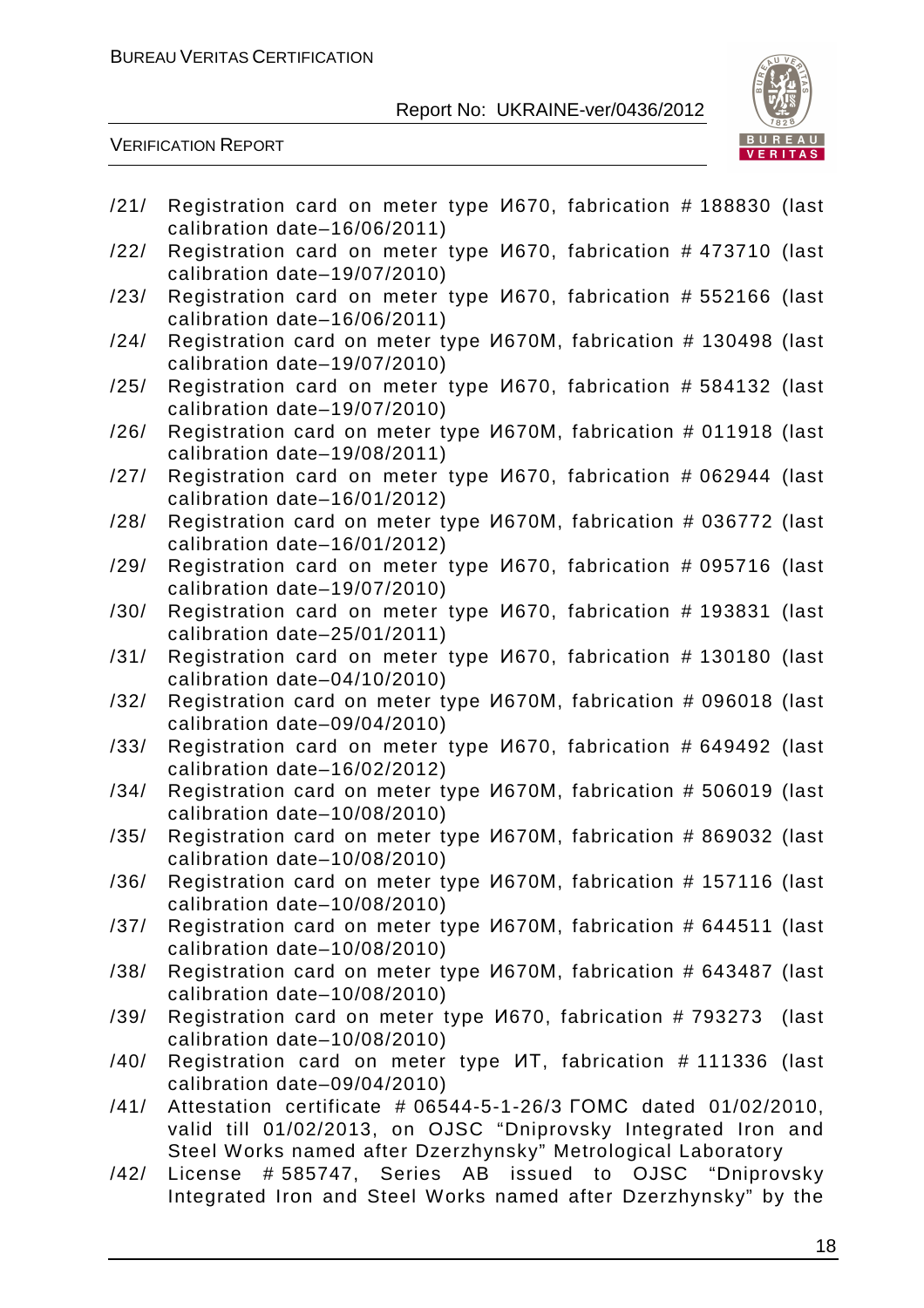/21/ Registration card on meter type И670, fabrication # 188830 (last calibration date–16/06/2011)

/22/ Registration card on meter type И670, fabrication # 473710 (last calibration date–19/07/2010)

/23/ Registration card on meter type И670, fabrication # 552166 (last calibration date–16/06/2011)

/24/ Registration card on meter type И670M, fabrication # 130498 (last calibration date–19/07/2010)

/25/ Registration card on meter type И670, fabrication # 584132 (last calibration date–19/07/2010)

/26/ Registration card on meter type И670M, fabrication # 011918 (last calibration date–19/08/2011)

/27/ Registration card on meter type И670, fabrication # 062944 (last calibration date–16/01/2012)

/28/ Registration card on meter type И670M, fabrication # 036772 (last calibration date–16/01/2012)

/29/ Registration card on meter type И670, fabrication # 095716 (last calibration date–19/07/2010)

/30/ Registration card on meter type И670, fabrication # 193831 (last calibration date–25/01/2011)

/31/ Registration card on meter type И670, fabrication # 130180 (last calibration date–04/10/2010)

/32/ Registration card on meter type И670M, fabrication # 096018 (last calibration date–09/04/2010)

/33/ Registration card on meter type И670, fabrication # 649492 (last calibration date–16/02/2012)

/34/ Registration card on meter type И670M, fabrication # 506019 (last calibration date–10/08/2010)

/35/ Registration card on meter type И670M, fabrication # 869032 (last calibration date–10/08/2010)

/36/ Registration card on meter type И670M, fabrication # 157116 (last calibration date–10/08/2010)

/37/ Registration card on meter type И670M, fabrication # 644511 (last calibration date–10/08/2010)

/38/ Registration card on meter type И670M, fabrication # 643487 (last calibration date–10/08/2010)

/39/ Registration card on meter type И670, fabrication # 793273 (last calibration date–10/08/2010)

/40/ Registration card on meter type ИТ, fabrication # 111336 (last calibration date–09/04/2010)

/41/ Attestation certificate # 06544-5-1-26/3 ГОМС dated 01/02/2010, valid till 01/02/2013, on OJSC "Dniprovsky Integrated Iron and Steel Works named after Dzerzhynsky" Metrological Laboratory

/42/ License # 585747, Series AB issued to OJSC "Dniprovsky Integrated Iron and Steel Works named after Dzerzhynsky" by the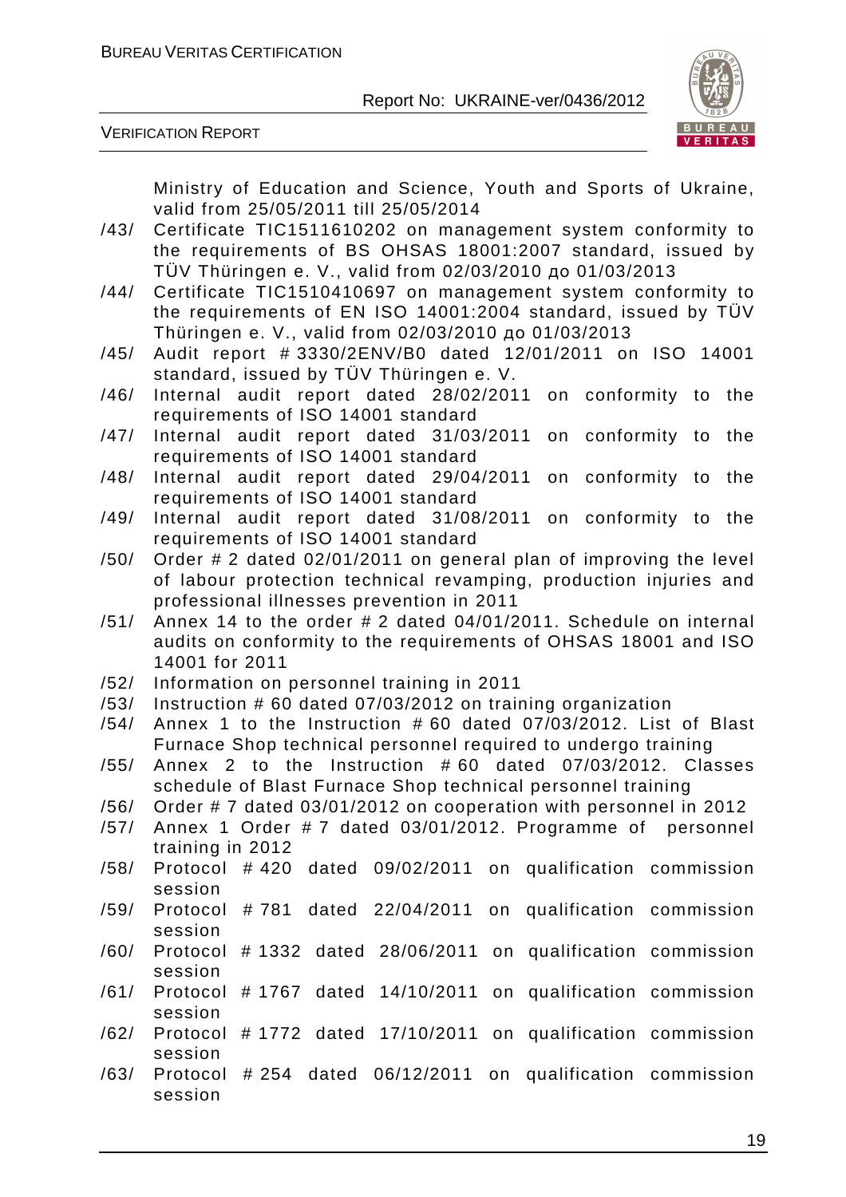Ministry of Education and Science, Youth and Sports of Ukraine, valid from 25/05/2011 till 25/05/2014

/43/ Certificate TIC1511610202 on management system conformity to the requirements of BS OHSAS 18001:2007 standard, issued by TÜV Thüringen e. V., valid from 02/03/2010 до 01/03/2013

/44/ Certificate TIC1510410697 on management system conformity to the requirements of EN ISO 14001:2004 standard, issued by TÜV Thüringen e. V., valid from 02/03/2010 до 01/03/2013

/45/ Audit report # 3330/2ENV/B0 dated 12/01/2011 on ISO 14001 standard, issued by TÜV Thüringen e. V.

/46/ Internal audit report dated 28/02/2011 on conformity to the requirements of ISO 14001 standard

/47/ Internal audit report dated 31/03/2011 on conformity to the requirements of ISO 14001 standard

/48/ Internal audit report dated 29/04/2011 on conformity to the requirements of ISO 14001 standard

/49/ Internal audit report dated 31/08/2011 on conformity to the requirements of ISO 14001 standard

/50/ Order # 2 dated 02/01/2011 on general plan of improving the level of labour protection technical revamping, production injuries and professional illnesses prevention in 2011

/51/ Annex 14 to the order # 2 dated 04/01/2011. Schedule on internal audits on conformity to the requirements of OHSAS 18001 and ISO 14001 for 2011

/52/ Information on personnel training in 2011

/53/ Instruction # 60 dated 07/03/2012 on training organization

/54/ Annex 1 to the Instruction # 60 dated 07/03/2012. List of Blast Furnace Shop technical personnel required to undergo training

/55/ Annex 2 to the Instruction # 60 dated 07/03/2012. Classes schedule of Blast Furnace Shop technical personnel training

/56/ Order # 7 dated 03/01/2012 on cooperation with personnel in 2012

/57/ Annex 1 Order # 7 dated 03/01/2012. Programme of personnel training in 2012

/58/ Protocol # 420 dated 09/02/2011 on qualification commission session

/59/ Protocol # 781 dated 22/04/2011 on qualification commission session

/60/ Protocol # 1332 dated 28/06/2011 on qualification commission session

/61/ Protocol # 1767 dated 14/10/2011 on qualification commission session

/62/ Protocol # 1772 dated 17/10/2011 on qualification commission session

/63/ Protocol # 254 dated 06/12/2011 on qualification commission session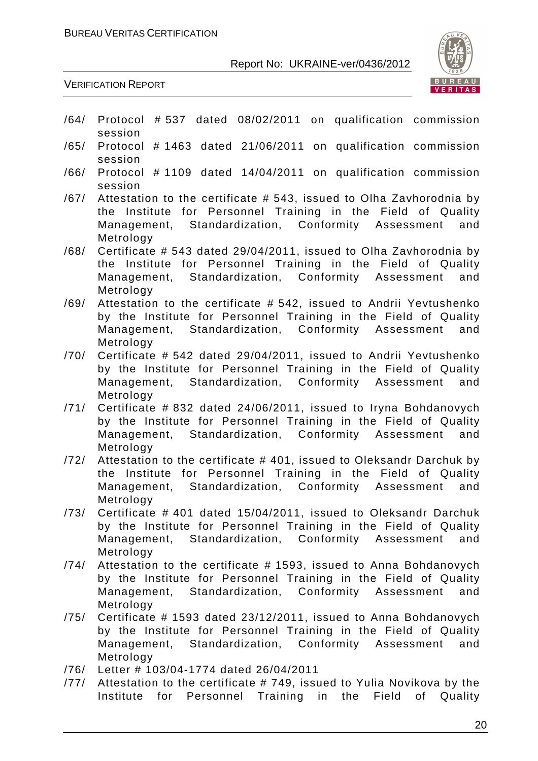/64/ Protocol # 537 dated 08/02/2011 on qualification commission session

/65/ Protocol # 1463 dated 21/06/2011 on qualification commission session

/66/ Protocol # 1109 dated 14/04/2011 on qualification commission session

/67/ Attestation to the certificate # 543, issued to Olha Zavhorodnia by the Institute for Personnel Training in the Field of Quality Management, Standardization, Conformity Assessment and Metrology

/68/ Certificate # 543 dated 29/04/2011, issued to Olha Zavhorodnia by the Institute for Personnel Training in the Field of Quality Management, Standardization, Conformity Assessment and Metrology

/69/ Attestation to the certificate # 542, issued to Andrii Yevtushenko by the Institute for Personnel Training in the Field of Quality Management, Standardization, Conformity Assessment and Metrology

/70/ Certificate # 542 dated 29/04/2011, issued to Andrii Yevtushenko by the Institute for Personnel Training in the Field of Quality Management, Standardization, Conformity Assessment and Metrology

/71/ Certificate # 832 dated 24/06/2011, issued to Iryna Bohdanovych by the Institute for Personnel Training in the Field of Quality Management, Standardization, Conformity Assessment and Metrology

/72/ Attestation to the certificate # 401, issued to Oleksandr Darchuk by the Institute for Personnel Training in the Field of Quality Management, Standardization, Conformity Assessment and Metrology

/73/ Certificate # 401 dated 15/04/2011, issued to Oleksandr Darchuk by the Institute for Personnel Training in the Field of Quality Management, Standardization, Conformity Assessment and Metrology

/74/ Attestation to the certificate # 1593, issued to Anna Bohdanovych by the Institute for Personnel Training in the Field of Quality Management, Standardization, Conformity Assessment and Metrology

/75/ Certificate # 1593 dated 23/12/2011, issued to Anna Bohdanovych by the Institute for Personnel Training in the Field of Quality Management, Standardization, Conformity Assessment and Metrology

/76/ Letter # 103/04-1774 dated 26/04/2011

/77/ Attestation to the certificate # 749, issued to Yulia Novikova by the Institute for Personnel Training in the Field of Quality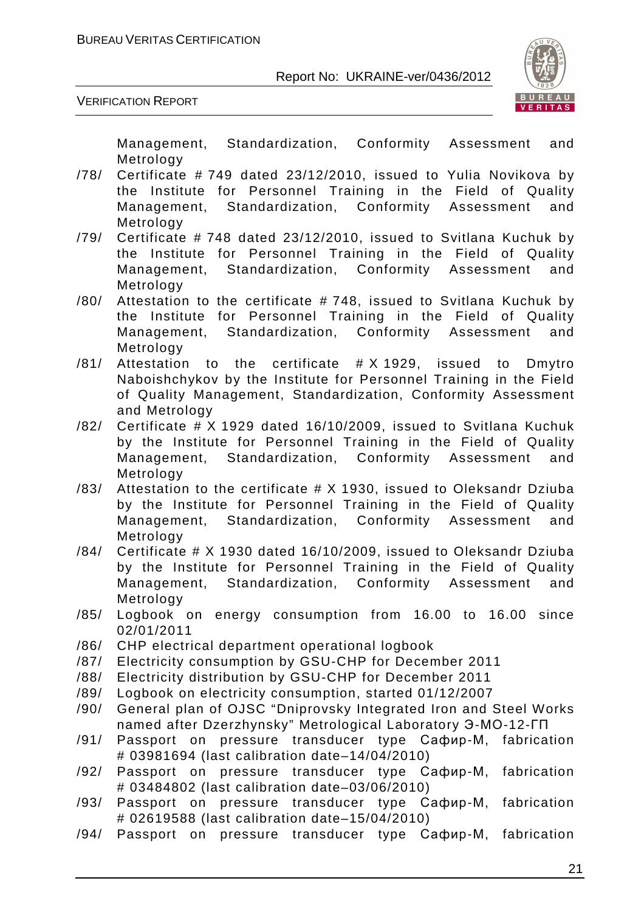Management, Standardization, Conformity Assessment and Metrology

/78/ Certificate # 749 dated 23/12/2010, issued to Yulia Novikova by the Institute for Personnel Training in the Field of Quality Management, Standardization, Conformity Assessment and Metrology

/79/ Certificate # 748 dated 23/12/2010, issued to Svitlana Kuchuk by the Institute for Personnel Training in the Field of Quality Management, Standardization, Conformity Assessment and Metrology

/80/ Attestation to the certificate # 748, issued to Svitlana Kuchuk by the Institute for Personnel Training in the Field of Quality Management, Standardization, Conformity Assessment and Metrology

/81/ Attestation to the certificate # X 1929, issued to Dmytro Naboishchykov by the Institute for Personnel Training in the Field of Quality Management, Standardization, Conformity Assessment and Metrology

/82/ Certificate # X 1929 dated 16/10/2009, issued to Svitlana Kuchuk by the Institute for Personnel Training in the Field of Quality Management, Standardization, Conformity Assessment and Metrology

/83/ Attestation to the certificate # X 1930, issued to Oleksandr Dziuba by the Institute for Personnel Training in the Field of Quality Management, Standardization, Conformity Assessment and Metrology

/84/ Certificate # X 1930 dated 16/10/2009, issued to Oleksandr Dziuba by the Institute for Personnel Training in the Field of Quality Management, Standardization, Conformity Assessment and Metrology

/85/ Logbook on energy consumption from 16.00 to 16.00 since 02/01/2011

/86/ CHP electrical department operational logbook

/87/ Electricity consumption by GSU-CHP for December 2011

/88/ Electricity distribution by GSU-CHP for December 2011

/89/ Logbook on electricity consumption, started 01/12/2007

/90/ General plan of OJSC "Dniprovsky Integrated Iron and Steel Works named after Dzerzhynsky" Metrological Laboratory Э-МО-12-ГП

/91/ Passport on pressure transducer type Сафир-М, fabrication # 03981694 (last calibration date–14/04/2010)

/92/ Passport on pressure transducer type Сафир-М, fabrication # 03484802 (last calibration date–03/06/2010)

/93/ Passport on pressure transducer type Сафир-М, fabrication # 02619588 (last calibration date–15/04/2010)

/94/ Passport on pressure transducer type Сафир-М, fabrication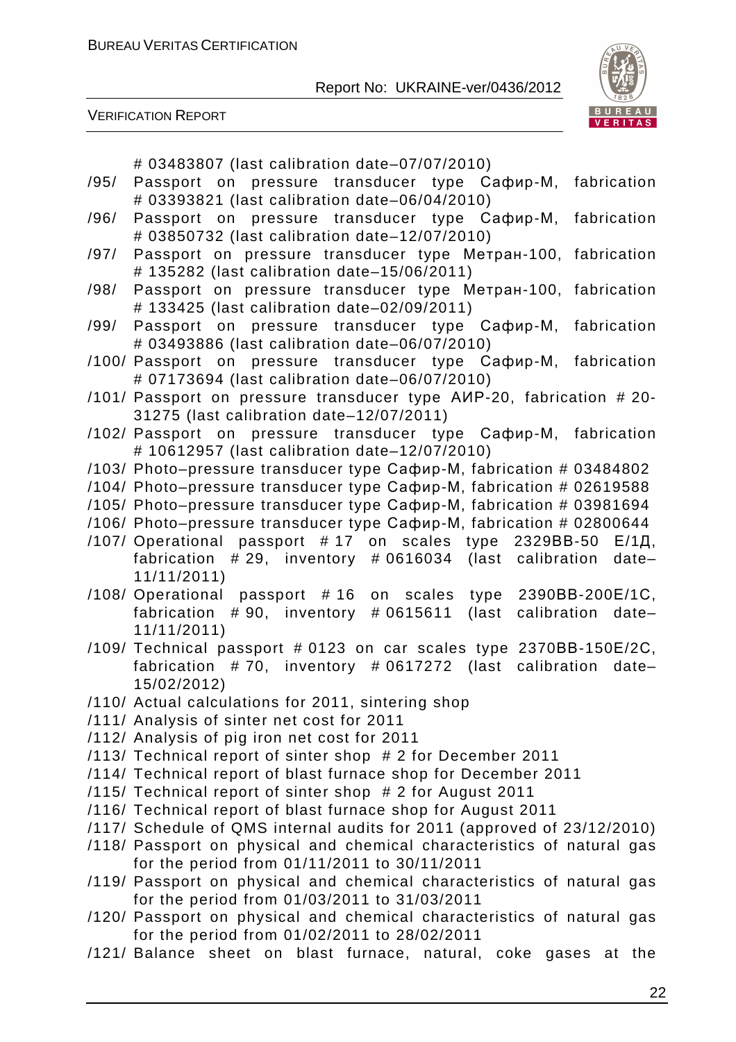# 03483807 (last calibration date–07/07/2010)

/95/ Passport on pressure transducer type Сафир-М, fabrication # 03393821 (last calibration date–06/04/2010)

/96/ Passport on pressure transducer type Сафир-М, fabrication # 03850732 (last calibration date–12/07/2010)

/97/ Passport on pressure transducer type Метран-100, fabrication # 135282 (last calibration date–15/06/2011)

/98/ Passport on pressure transducer type Метран-100, fabrication # 133425 (last calibration date–02/09/2011)

/99/ Passport on pressure transducer type Сафир-М, fabrication # 03493886 (last calibration date–06/07/2010)

/100/ Passport on pressure transducer type Сафир-М, fabrication # 07173694 (last calibration date–06/07/2010)

/101/ Passport on pressure transducer type АИР-20, fabrication # 20-31275 (last calibration date–12/07/2011)

/102/ Passport on pressure transducer type Сафир-М, fabrication # 10612957 (last calibration date–12/07/2010)

/103/ Photo–pressure transducer type Сафир-М, fabrication # 03484802

/104/ Photo–pressure transducer type Сафир-М, fabrication # 02619588

/105/ Photo–pressure transducer type Сафир-М, fabrication # 03981694

/106/ Photo–pressure transducer type Сафир-М, fabrication # 02800644

/107/ Operational passport # 17 on scales type 2329ВВ-50 Е/1Д, fabrication # 29, inventory # 0616034 (last calibration date–11/11/2011)

/108/ Operational passport # 16 on scales type 2390ВВ-200Е/1С, fabrication # 90, inventory # 0615611 (last calibration date–11/11/2011)

/109/ Technical passport # 0123 on car scales type 2370ВВ-150Е/2С, fabrication # 70, inventory # 0617272 (last calibration date–15/02/2012)

/110/ Actual calculations for 2011, sintering shop

/111/ Analysis of sinter net cost for 2011

/112/ Analysis of pig iron net cost for 2011

/113/ Technical report of sinter shop # 2 for December 2011

/114/ Technical report of blast furnace shop for December 2011

/115/ Technical report of sinter shop # 2 for August 2011

/116/ Technical report of blast furnace shop for August 2011

/117/ Schedule of QMS internal audits for 2011 (approved of 23/12/2010)

/118/ Passport on physical and chemical characteristics of natural gas for the period from 01/11/2011 to 30/11/2011

/119/ Passport on physical and chemical characteristics of natural gas for the period from 01/03/2011 to 31/03/2011

/120/ Passport on physical and chemical characteristics of natural gas for the period from 01/02/2011 to 28/02/2011

/121/ Balance sheet on blast furnace, natural, coke gases at the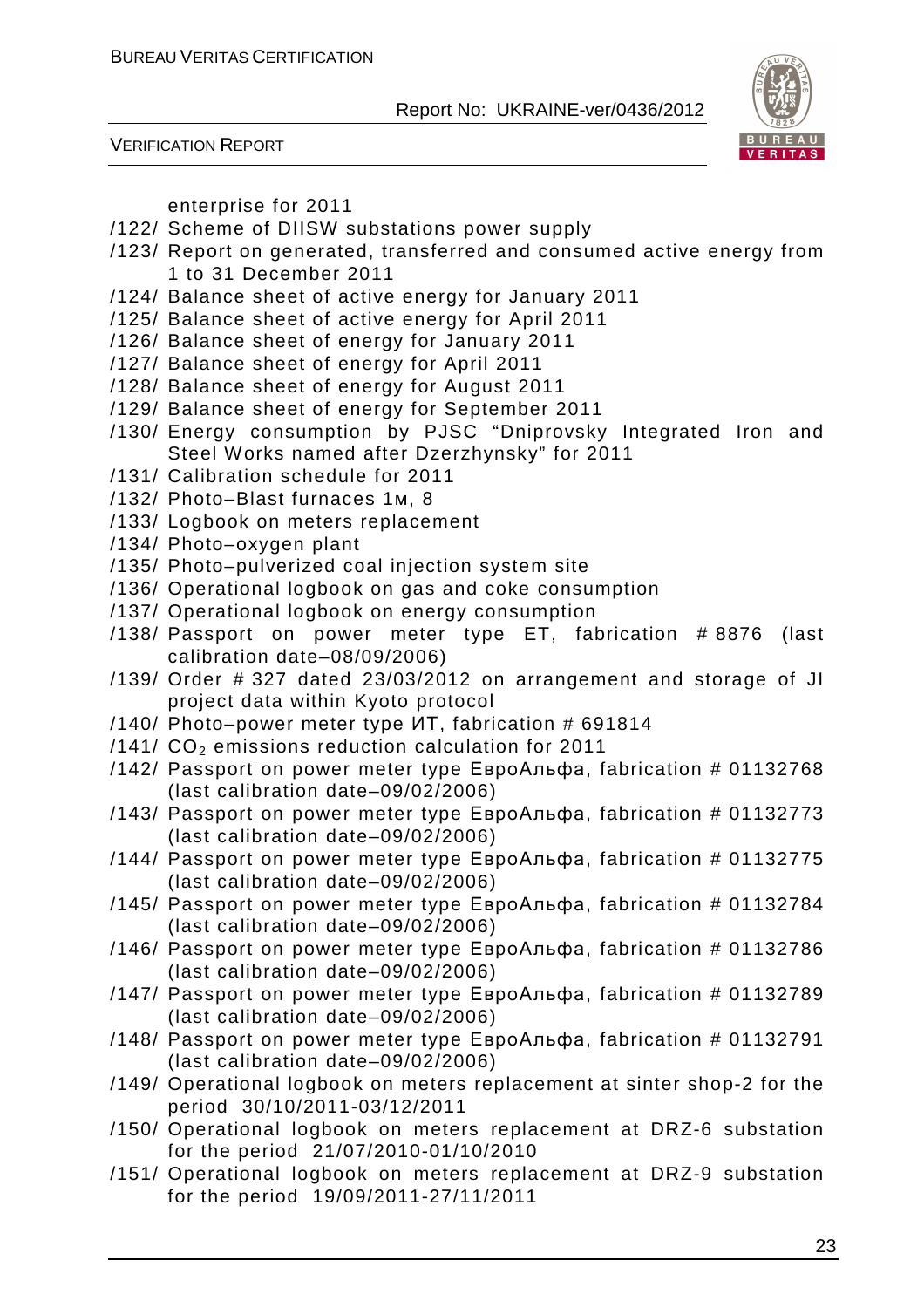enterprise for 2011

/122/ Scheme of DIISW substations power supply

/123/ Report on generated, transferred and consumed active energy from 1 to 31 December 2011

/124/ Balance sheet of active energy for January 2011

/125/ Balance sheet of active energy for April 2011

/126/ Balance sheet of energy for January 2011

/127/ Balance sheet of energy for April 2011

/128/ Balance sheet of energy for August 2011

/129/ Balance sheet of energy for September 2011

/130/ Energy consumption by PJSC "Dniprovsky Integrated Iron and Steel Works named after Dzerzhynsky" for 2011

/131/ Calibration schedule for 2011

/132/ Photo–Blast furnaces 1м, 8

/133/ Logbook on meters replacement

/134/ Photo–oxygen plant

/135/ Photo–pulverized coal injection system site

/136/ Operational logbook on gas and coke consumption

/137/ Operational logbook on energy consumption

/138/ Passport on power meter type ET, fabrication # 8876 (last calibration date–08/09/2006)

/139/ Order # 327 dated 23/03/2012 on arrangement and storage of JI project data within Kyoto protocol

/140/ Photo–power meter type ИТ, fabrication # 691814

/141/ $CO_2$ emissions reduction calculation for 2011

/142/ Passport on power meter type ЕвроАльфа, fabrication # 01132768 (last calibration date–09/02/2006)

/143/ Passport on power meter type ЕвроАльфа, fabrication # 01132773 (last calibration date–09/02/2006)

/144/ Passport on power meter type ЕвроАльфа, fabrication # 01132775 (last calibration date–09/02/2006)

/145/ Passport on power meter type ЕвроАльфа, fabrication # 01132784 (last calibration date–09/02/2006)

/146/ Passport on power meter type ЕвроАльфа, fabrication # 01132786 (last calibration date–09/02/2006)

/147/ Passport on power meter type ЕвроАльфа, fabrication # 01132789 (last calibration date–09/02/2006)

/148/ Passport on power meter type ЕвроАльфа, fabrication # 01132791 (last calibration date–09/02/2006)

/149/ Operational logbook on meters replacement at sinter shop-2 for the period 30/10/2011-03/12/2011

/150/ Operational logbook on meters replacement at DRZ-6 substation for the period 21/07/2010-01/10/2010

/151/ Operational logbook on meters replacement at DRZ-9 substation for the period 19/09/2011-27/11/2011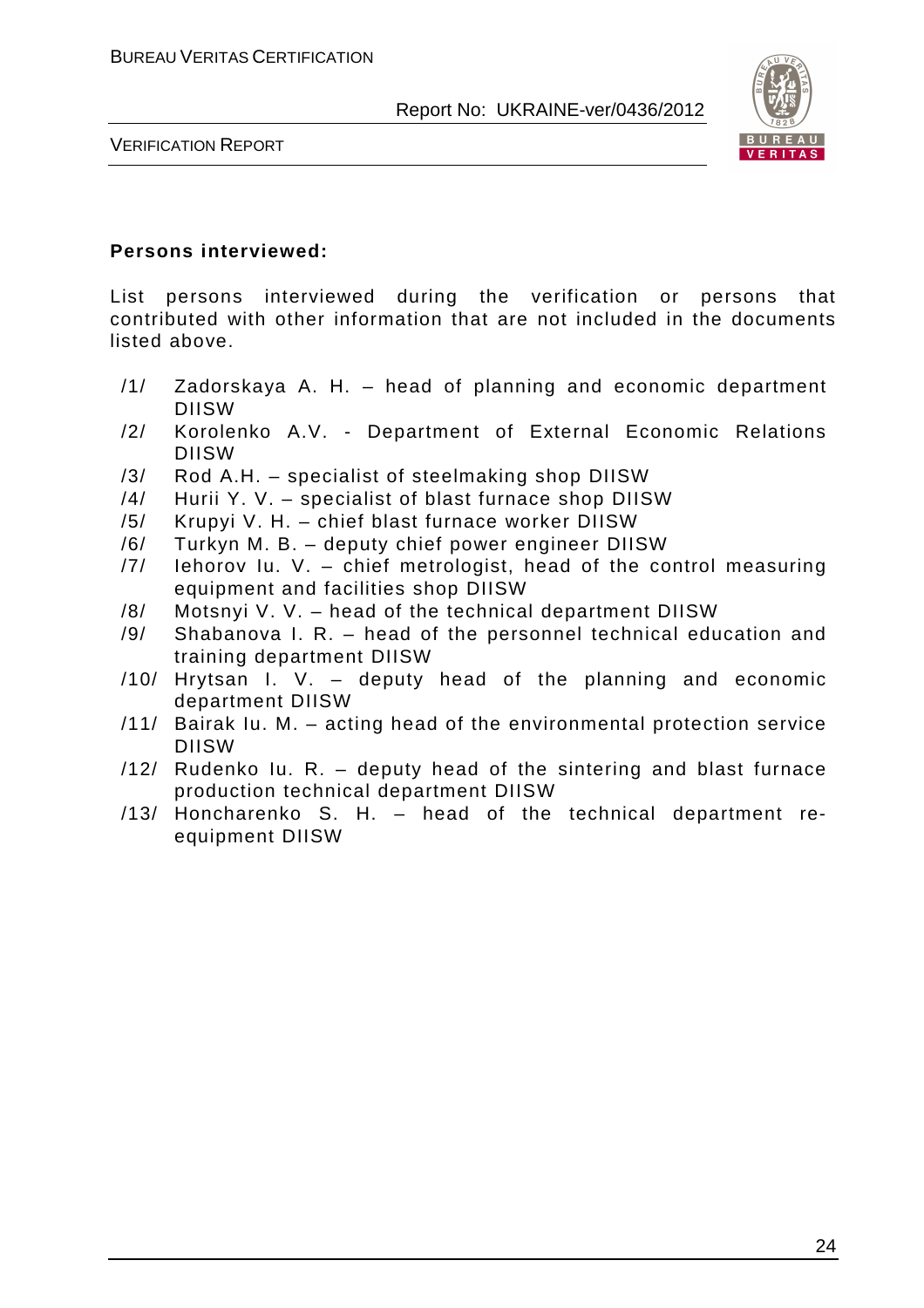**Persons interviewed:**

List persons interviewed during the verification or persons that contributed with other information that are not included in the documents listed above.

/1/ Zadorskaya A. H. – head of planning and economic department DIISW
/2/ Korolenko A.V. - Department of External Economic Relations DIISW
/3/ Rod A.H. – specialist of steelmaking shop DIISW
/4/ Hurii Y. V. – specialist of blast furnace shop DIISW
/5/ Krupyi V. H. – chief blast furnace worker DIISW
/6/ Turkyn M. B. – deputy chief power engineer DIISW
/7/ Iehorov Iu. V. – chief metrologist, head of the control measuring equipment and facilities shop DIISW
/8/ Motsnyi V. V. – head of the technical department DIISW
/9/ Shabanova I. R. – head of the personnel technical education and training department DIISW
/10/ Hrytsan I. V. – deputy head of the planning and economic department DIISW
/11/ Bairak Iu. M. – acting head of the environmental protection service DIISW
/12/ Rudenko Iu. R. – deputy head of the sintering and blast furnace production technical department DIISW
/13/ Honcharenko S. H. – head of the technical department re-equipment DIISW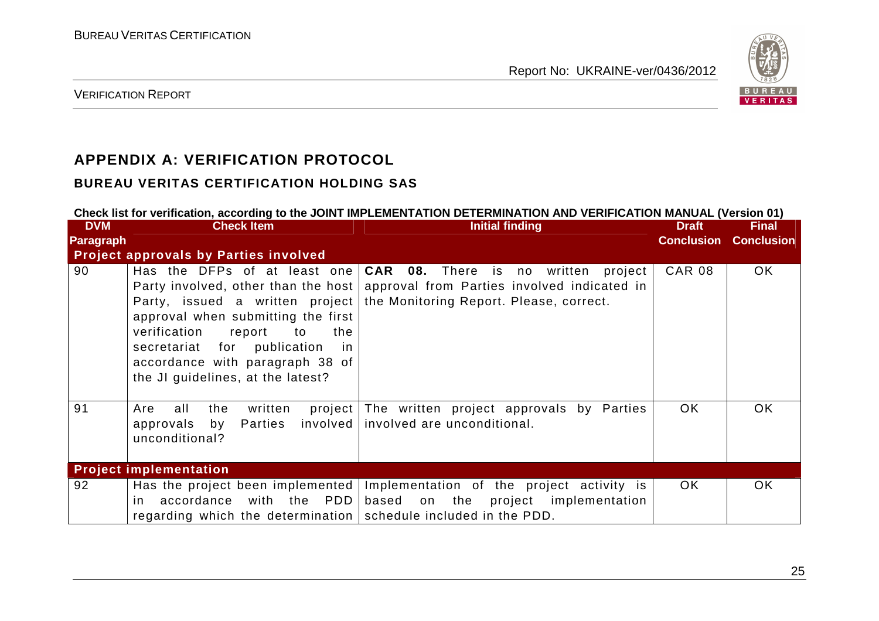## APPENDIX A: VERIFICATION PROTOCOL

### BUREAU VERITAS CERTIFICATION HOLDING SAS

**Check list for verification, according to the JOINT IMPLEMENTATION DETERMINATION AND VERIFICATION MANUAL (Version 01)**

| DVM Paragraph | Check Item | Initial finding | Draft Conclusion | Final Conclusion |
|---|---|---|---|---|
| **Project approvals by Parties involved** | | | | |
| 90 | Has the DFPs of at least one Party involved, other than the host Party, issued a written project approval when submitting the first verification report to the secretariat for publication in accordance with paragraph 38 of the JI guidelines, at the latest? | **CAR 08.** There is no written project approval from Parties involved indicated in the Monitoring Report. Please, correct. | CAR 08 | OK |
| 91 | Are all the written project approvals by Parties involved unconditional? | The written project approvals by Parties involved are unconditional. | OK | OK |
| **Project implementation** | | | | |
| 92 | Has the project been implemented in accordance with the PDD regarding which the determination | Implementation of the project activity is based on the project implementation schedule included in the PDD. | OK | OK |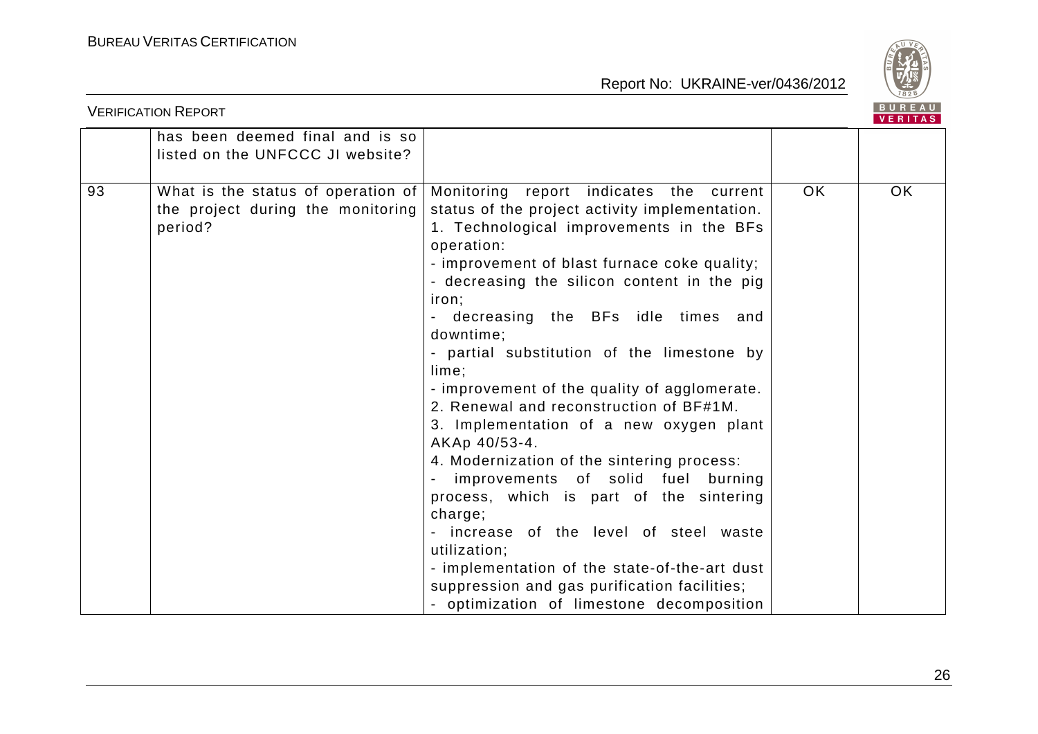|  | has been deemed final and is so listed on the UNFCCC JI website? |  |  |  |
|---|---|---|---|---|
| 93 | What is the status of operation of the project during the monitoring period? | Monitoring report indicates the current status of the project activity implementation.<br>1. Technological improvements in the BFs operation:<br>- improvement of blast furnace coke quality;<br>- decreasing the silicon content in the pig iron;<br>- decreasing the BFs idle times and downtime;<br>- partial substitution of the limestone by lime;<br>- improvement of the quality of agglomerate.<br>2. Renewal and reconstruction of BF#1M.<br>3. Implementation of a new oxygen plant AKAp 40/53-4.<br>4. Modernization of the sintering process:<br>- improvements of solid fuel burning process, which is part of the sintering charge;<br>- increase of the level of steel waste utilization;<br>- implementation of the state-of-the-art dust suppression and gas purification facilities;<br>- optimization of limestone decomposition | OK | OK |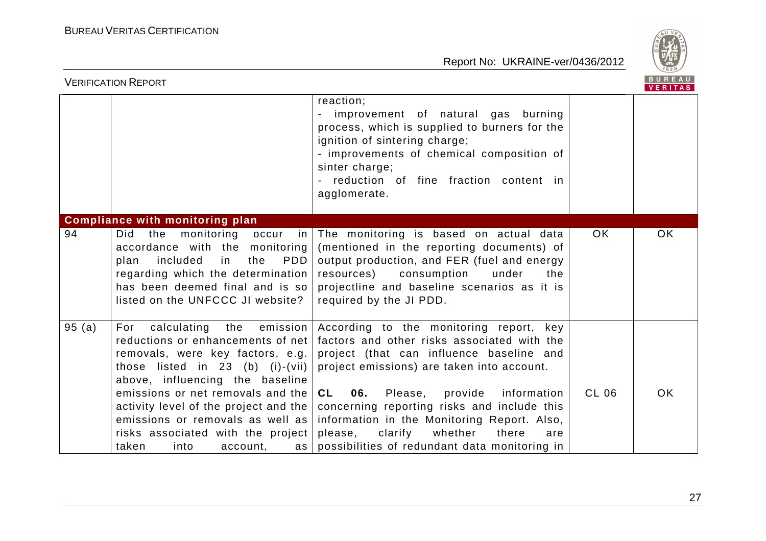| | | reaction;<br>- improvement of natural gas burning process, which is supplied to burners for the ignition of sintering charge;<br>- improvements of chemical composition of sinter charge;<br>- reduction of fine fraction content in agglomerate. | | |
|---|---|---|---|---|
| **Compliance with monitoring plan** | | | | |
| 94 | Did the monitoring occur in accordance with the monitoring plan included in the PDD regarding which the determination has been deemed final and is so listed on the UNFCCC JI website? | The monitoring is based on actual data (mentioned in the reporting documents) of output production, and FER (fuel and energy resources) consumption under the projectline and baseline scenarios as it is required by the JI PDD. | OK | OK |
| 95 (a) | For calculating the emission reductions or enhancements of net removals, were key factors, e.g. those listed in 23 (b) (i)-(vii) above, influencing the baseline emissions or net removals and the activity level of the project and the emissions or removals as well as risks associated with the project taken into account, as | According to the monitoring report, key factors and other risks associated with the project (that can influence baseline and project emissions) are taken into account.<br><br>**CL 06.** Please, provide information concerning reporting risks and include this information in the Monitoring Report. Also, please, clarify whether there are possibilities of redundant data monitoring in | CL 06 | OK |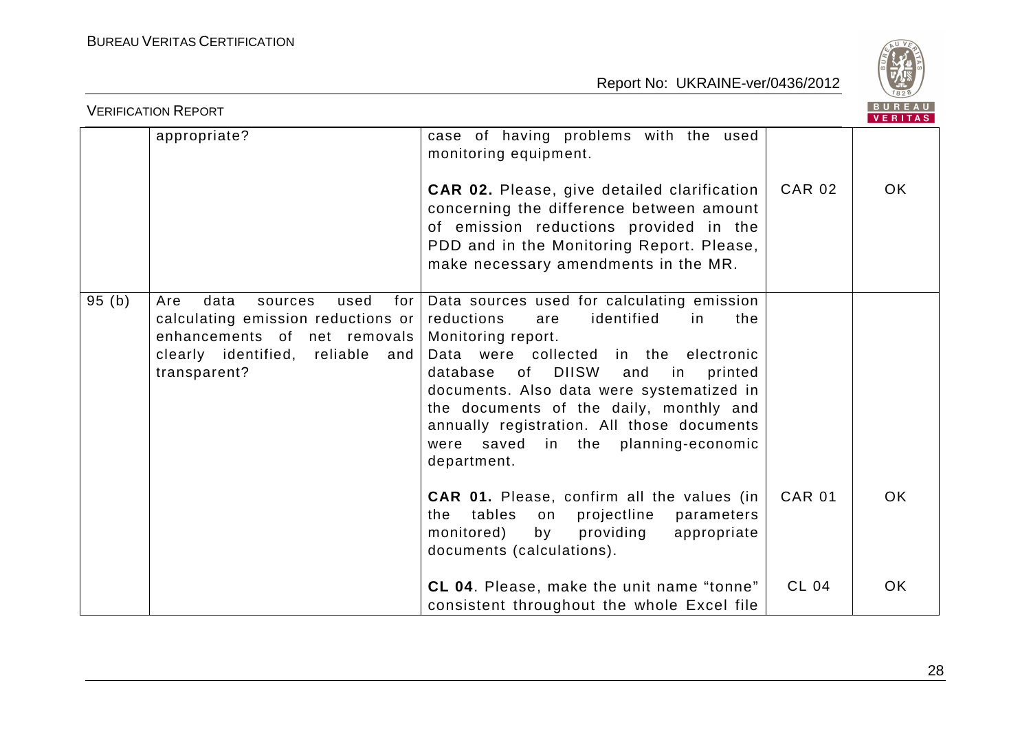| | appropriate? | case of having problems with the used monitoring equipment.<br><br>**CAR 02.** Please, give detailed clarification concerning the difference between amount of emission reductions provided in the PDD and in the Monitoring Report. Please, make necessary amendments in the MR. | CAR 02 | OK |
|---|---|---|---|---|
| 95 (b) | Are data sources used for calculating emission reductions or enhancements of net removals clearly identified, reliable and transparent? | Data sources used for calculating emission reductions are identified in the Monitoring report.<br>Data were collected in the electronic database of DIISW and in printed documents. Also data were systematized in the documents of the daily, monthly and annually registration. All those documents were saved in the planning-economic department.<br><br>**CAR 01.** Please, confirm all the values (in the tables on projectline parameters monitored) by providing appropriate documents (calculations).<br><br>**CL 04**. Please, make the unit name "tonne" consistent throughout the whole Excel file | CAR 01<br><br>CL 04 | OK<br><br>OK |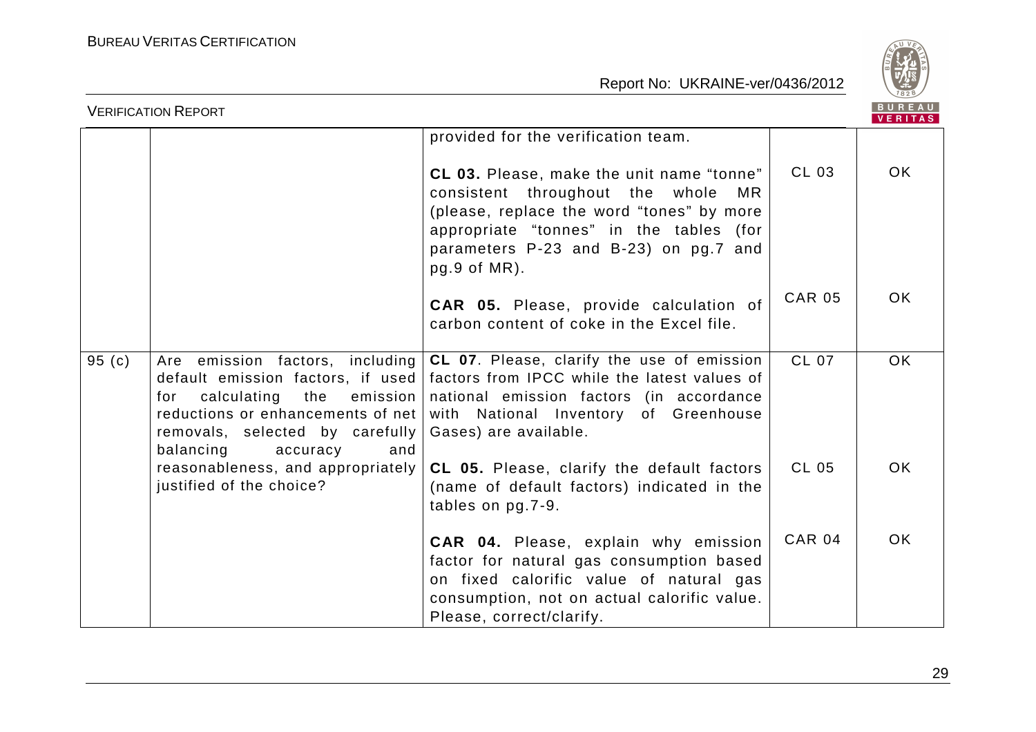| | | provided for the verification team. | | |
|---|---|---|---|---|
| | | **CL 03.** Please, make the unit name "tonne" consistent throughout the whole MR (please, replace the word "tones" by more appropriate "tonnes" in the tables (for parameters P-23 and B-23) on pg.7 and pg.9 of MR). | CL 03 | OK |
| | | **CAR 05.** Please, provide calculation of carbon content of coke in the Excel file. | CAR 05 | OK |
| 95 (c) | Are emission factors, including default emission factors, if used for calculating the emission reductions or enhancements of net removals, selected by carefully balancing accuracy and reasonableness, and appropriately justified of the choice? | **CL 07**. Please, clarify the use of emission factors from IPCC while the latest values of national emission factors (in accordance with National Inventory of Greenhouse Gases) are available. | CL 07 | OK |
| | | **CL 05.** Please, clarify the default factors (name of default factors) indicated in the tables on pg.7-9. | CL 05 | OK |
| | | **CAR 04.** Please, explain why emission factor for natural gas consumption based on fixed calorific value of natural gas consumption, not on actual calorific value. Please, correct/clarify. | CAR 04 | OK |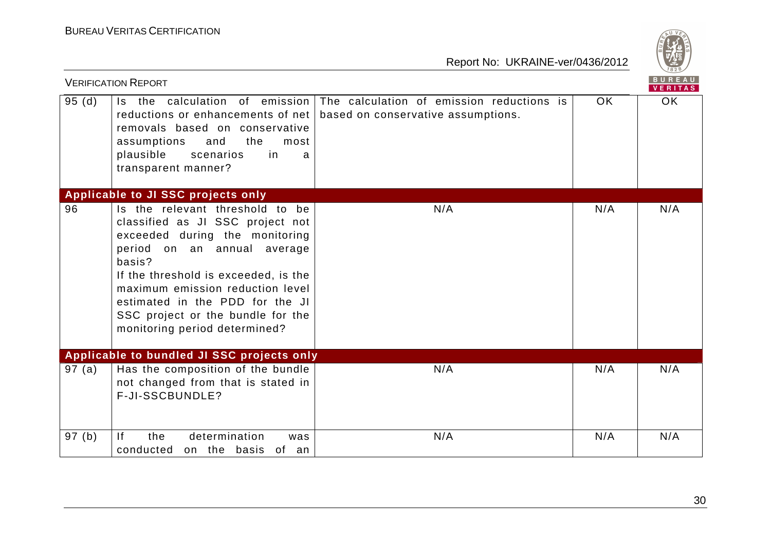| | | | | |
|---|---|---|---|---|
| 95 (d) | Is the calculation of emission reductions or enhancements of net removals based on conservative assumptions and the most plausible scenarios in a transparent manner? | The calculation of emission reductions is based on conservative assumptions. | OK | OK |
| **Applicable to JI SSC projects only** | | | | |
| 96 | Is the relevant threshold to be classified as JI SSC project not exceeded during the monitoring period on an annual average basis?<br>If the threshold is exceeded, is the maximum emission reduction level estimated in the PDD for the JI SSC project or the bundle for the monitoring period determined? | N/A | N/A | N/A |
| **Applicable to bundled JI SSC projects only** | | | | |
| 97 (a) | Has the composition of the bundle not changed from that is stated in F-JI-SSCBUNDLE? | N/A | N/A | N/A |
| 97 (b) | If the determination was conducted on the basis of an | N/A | N/A | N/A |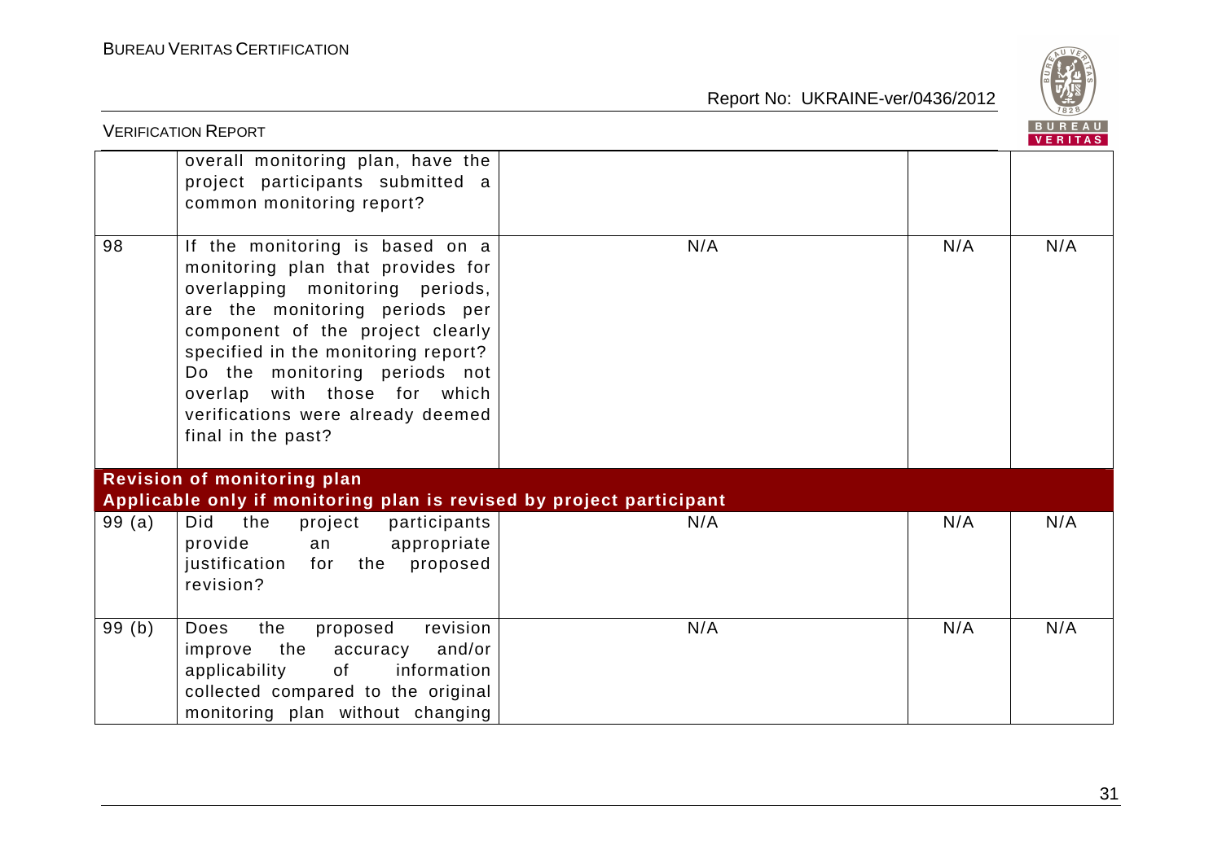| | | | | |
|---|---|---|---|---|
| | overall monitoring plan, have the project participants submitted a common monitoring report? | | | |
| 98 | If the monitoring is based on a monitoring plan that provides for overlapping monitoring periods, are the monitoring periods per component of the project clearly specified in the monitoring report? Do the monitoring periods not overlap with those for which verifications were already deemed final in the past? | N/A | N/A | N/A |
| **Revision of monitoring plan** **Applicable only if monitoring plan is revised by project participant** | | | | |
| 99 (a) | Did the project participants provide an appropriate justification for the proposed revision? | N/A | N/A | N/A |
| 99 (b) | Does the proposed revision improve the accuracy and/or applicability of information collected compared to the original monitoring plan without changing | N/A | N/A | N/A |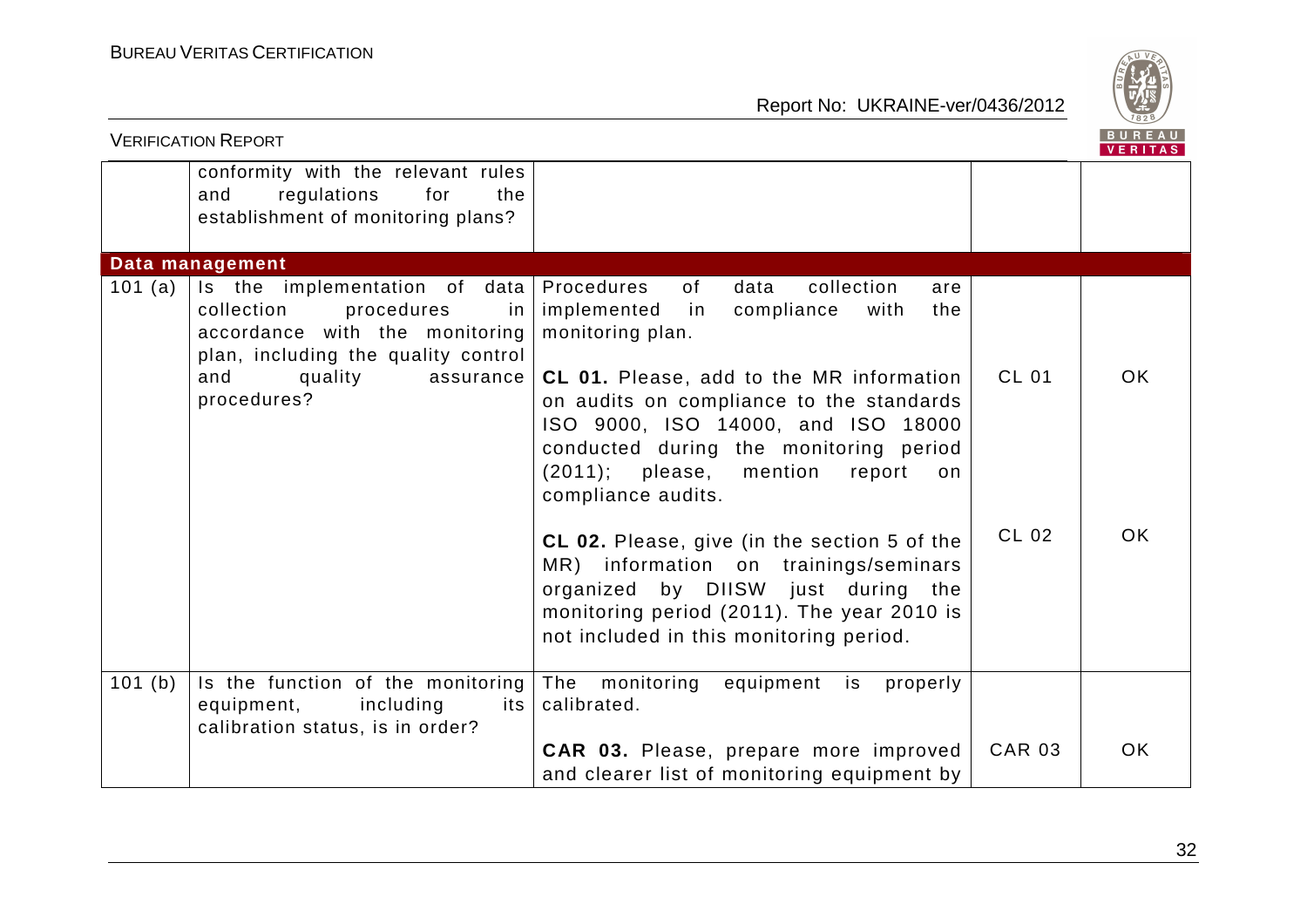| | | | | |
|---|---|---|---|---|
| | conformity with the relevant rules and regulations for the establishment of monitoring plans? | | | |
| **Data management** | | | | |
| 101 (a) | Is the implementation of data collection procedures in accordance with the monitoring plan, including the quality control and quality assurance procedures? | Procedures of data collection are implemented in compliance with the monitoring plan.<br><br>**CL 01.** Please, add to the MR information on audits on compliance to the standards ISO 9000, ISO 14000, and ISO 18000 conducted during the monitoring period (2011); please, mention report on compliance audits.<br><br>**CL 02.** Please, give (in the section 5 of the MR) information on trainings/seminars organized by DIISW just during the monitoring period (2011). The year 2010 is not included in this monitoring period. | CL 01<br><br>CL 02 | OK<br><br>OK |
| 101 (b) | Is the function of the monitoring equipment, including its calibration status, is in order? | The monitoring equipment is properly calibrated.<br><br>**CAR 03.** Please, prepare more improved and clearer list of monitoring equipment by | CAR 03 | OK |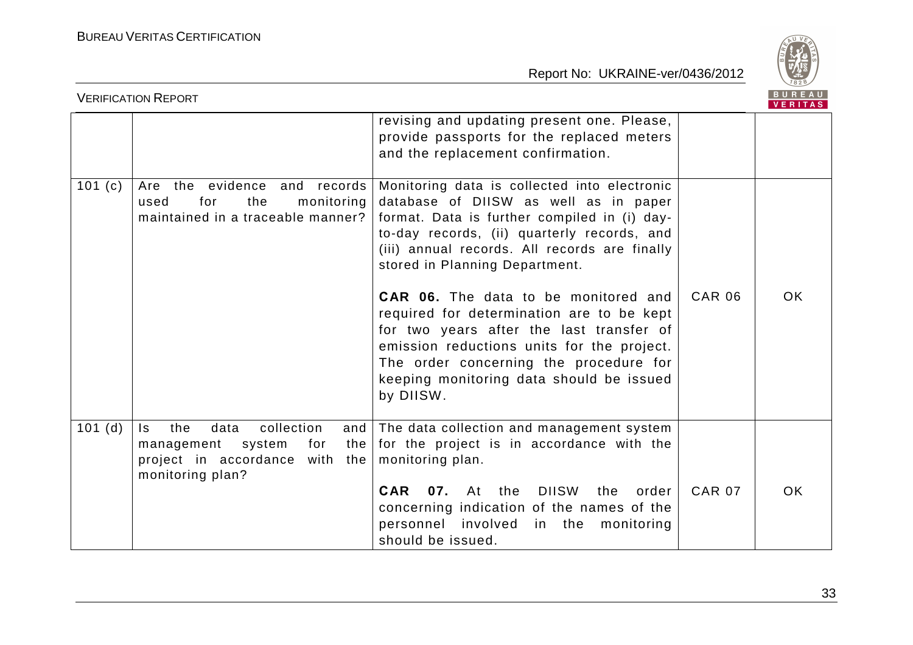| | | revising and updating present one. Please, provide passports for the replaced meters and the replacement confirmation. | | |
|---|---|---|---|---|
| 101 (c) | Are the evidence and records used for the monitoring maintained in a traceable manner? | Monitoring data is collected into electronic database of DIISW as well as in paper format. Data is further compiled in (i) day-to-day records, (ii) quarterly records, and (iii) annual records. All records are finally stored in Planning Department.<br><br>**CAR 06.** The data to be monitored and required for determination are to be kept for two years after the last transfer of emission reductions units for the project. The order concerning the procedure for keeping monitoring data should be issued by DIISW. | CAR 06 | OK |
| 101 (d) | Is the data collection and management system for the project in accordance with the monitoring plan? | The data collection and management system for the project is in accordance with the monitoring plan.<br><br>**CAR 07.** At the DIISW the order concerning indication of the names of the personnel involved in the monitoring should be issued. | CAR 07 | OK |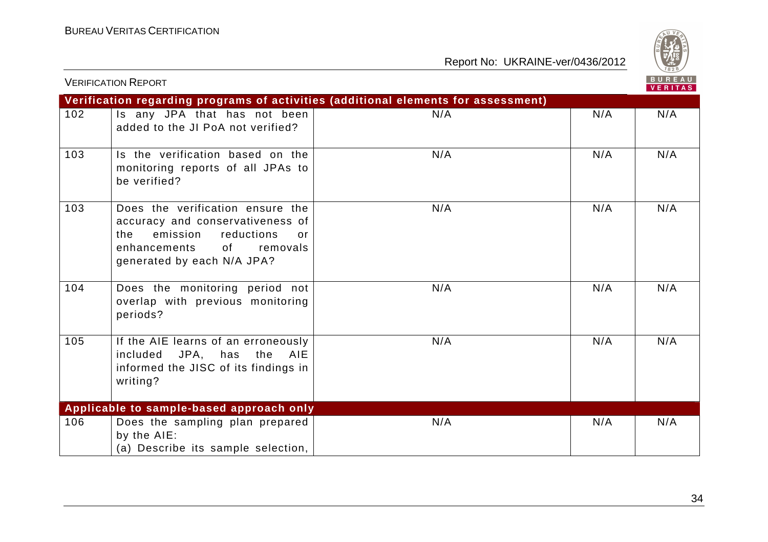| | | | | |
|---|---|---|---|---|
| **Verification regarding programs of activities (additional elements for assessment)** | | | | |
| 102 | Is any JPA that has not been added to the JI PoA not verified? | N/A | N/A | N/A |
| 103 | Is the verification based on the monitoring reports of all JPAs to be verified? | N/A | N/A | N/A |
| 103 | Does the verification ensure the accuracy and conservativeness of the emission reductions or enhancements of removals generated by each N/A JPA? | N/A | N/A | N/A |
| 104 | Does the monitoring period not overlap with previous monitoring periods? | N/A | N/A | N/A |
| 105 | If the AIE learns of an erroneously included JPA, has the AIE informed the JISC of its findings in writing? | N/A | N/A | N/A |
| **Applicable to sample-based approach only** | | | | |
| 106 | Does the sampling plan prepared by the AIE:<br>(a) Describe its sample selection, | N/A | N/A | N/A |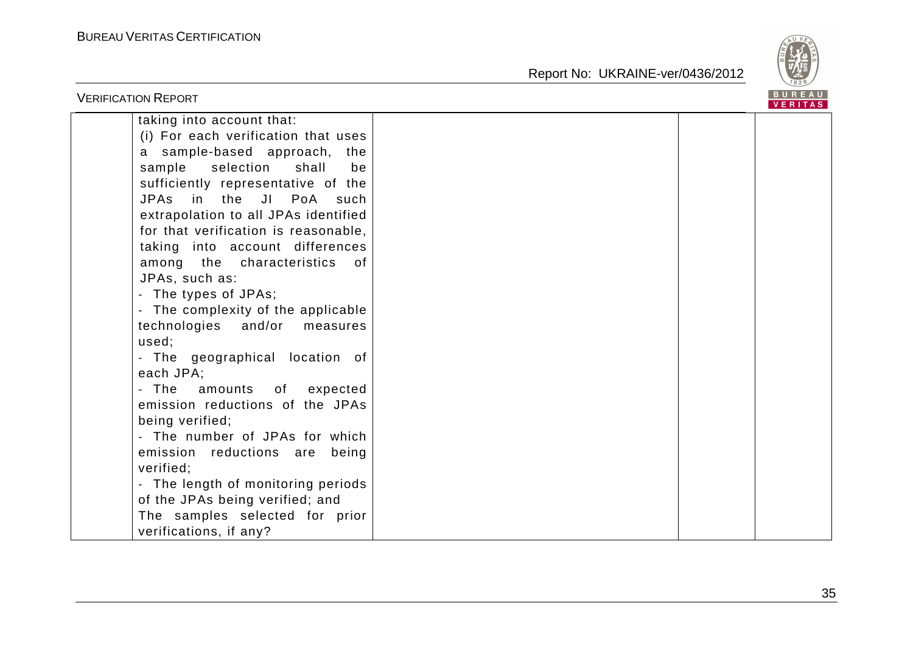| | | | | |
|---|---|---|---|---|
| | taking into account that:<br>(i) For each verification that uses a sample-based approach, the sample selection shall be sufficiently representative of the JPAs in the JI PoA such extrapolation to all JPAs identified for that verification is reasonable, taking into account differences among the characteristics of JPAs, such as:<br>- The types of JPAs;<br>- The complexity of the applicable technologies and/or measures used;<br>- The geographical location of each JPA;<br>- The amounts of expected emission reductions of the JPAs being verified;<br>- The number of JPAs for which emission reductions are being verified;<br>- The length of monitoring periods of the JPAs being verified; and<br>The samples selected for prior verifications, if any? | | | |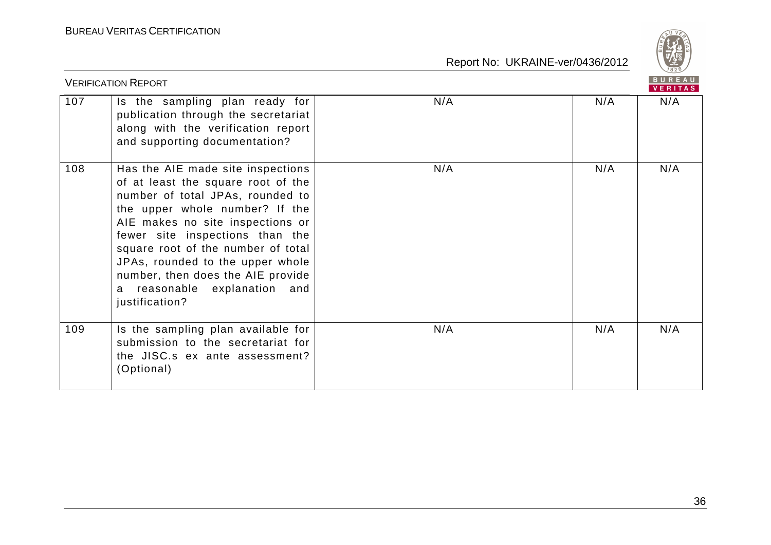| 107 | Is the sampling plan ready for publication through the secretariat along with the verification report and supporting documentation? | N/A | N/A | N/A |
|---|---|---|---|---|
| 108 | Has the AIE made site inspections of at least the square root of the number of total JPAs, rounded to the upper whole number? If the AIE makes no site inspections or fewer site inspections than the square root of the number of total JPAs, rounded to the upper whole number, then does the AIE provide a reasonable explanation and justification? | N/A | N/A | N/A |
| 109 | Is the sampling plan available for submission to the secretariat for the JISC.s ex ante assessment? (Optional) | N/A | N/A | N/A |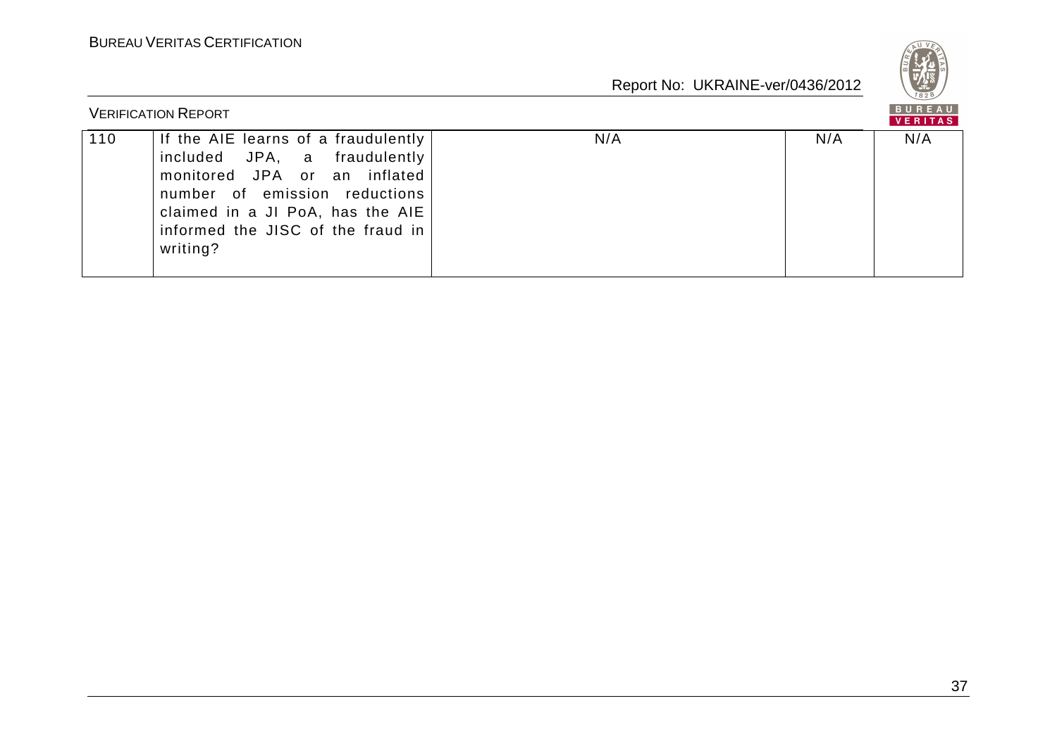| 110 | If the AIE learns of a fraudulently included JPA, a fraudulently monitored JPA or an inflated number of emission reductions claimed in a JI PoA, has the AIE informed the JISC of the fraud in writing? | N/A | N/A | N/A |
|---|---|---|---|---|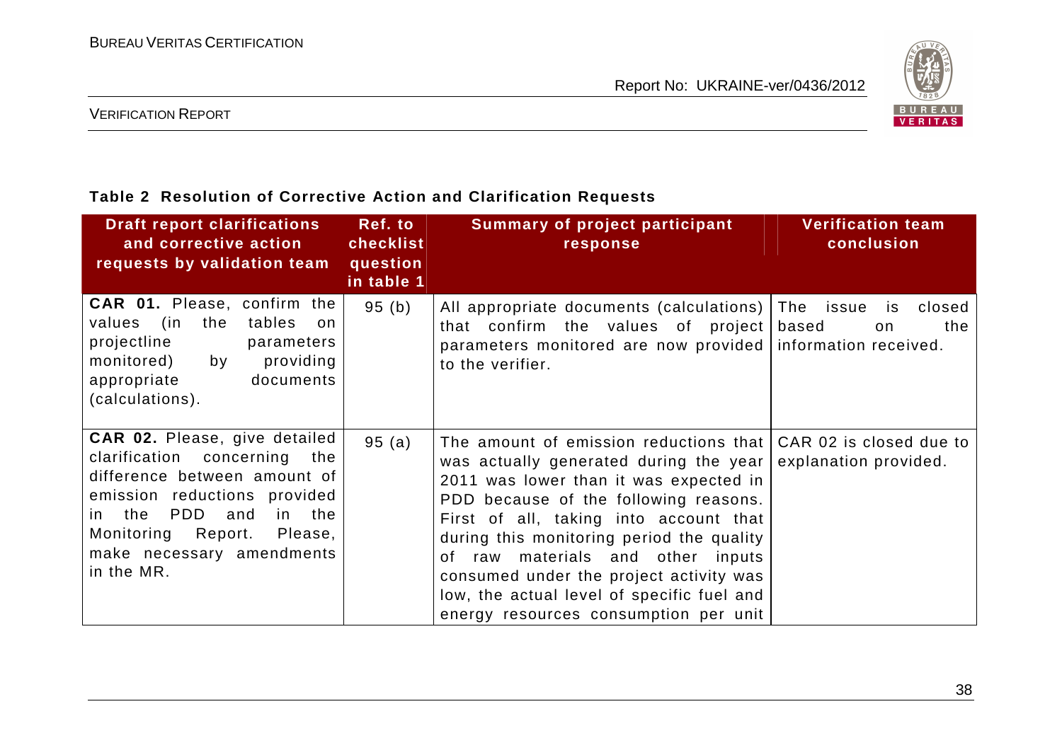**Table 2 Resolution of Corrective Action and Clarification Requests**

| Draft report clarifications and corrective action requests by validation team | Ref. to checklist question in table 1 | Summary of project participant response | Verification team conclusion |
|---|---|---|---|
| **CAR 01.** Please, confirm the values (in the tables on projectline parameters monitored) by providing appropriate documents (calculations). | 95 (b) | All appropriate documents (calculations) that confirm the values of project parameters monitored are now provided to the verifier. | The issue is closed based on the information received. |
| **CAR 02.** Please, give detailed clarification concerning the difference between amount of emission reductions provided in the PDD and in the Monitoring Report. Please, make necessary amendments in the MR. | 95 (a) | The amount of emission reductions that was actually generated during the year 2011 was lower than it was expected in PDD because of the following reasons. First of all, taking into account that during this monitoring period the quality of raw materials and other inputs consumed under the project activity was low, the actual level of specific fuel and energy resources consumption per unit | CAR 02 is closed due to explanation provided. |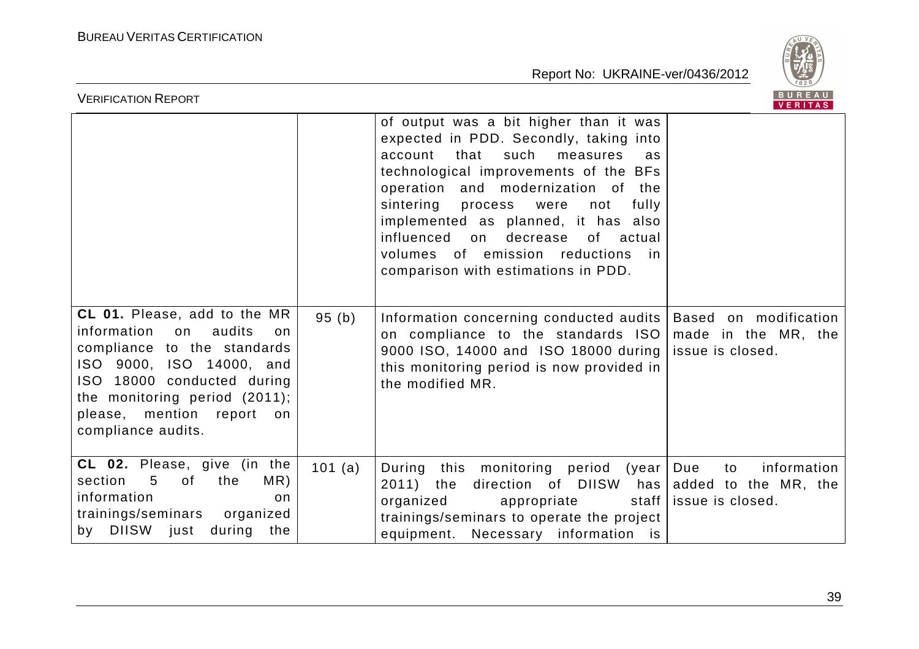| | | | |
|---|---|---|---|
| | | of output was a bit higher than it was expected in PDD. Secondly, taking into account that such measures as technological improvements of the BFs operation and modernization of the sintering process were not fully implemented as planned, it has also influenced on decrease of actual volumes of emission reductions in comparison with estimations in PDD. | |
| **CL 01.** Please, add to the MR information on audits on compliance to the standards ISO 9000, ISO 14000, and ISO 18000 conducted during the monitoring period (2011); please, mention report on compliance audits. | 95 (b) | Information concerning conducted audits on compliance to the standards ISO 9000 ISO, 14000 and ISO 18000 during this monitoring period is now provided in the modified MR. | Based on modification made in the MR, the issue is closed. |
| **CL 02.** Please, give (in the section 5 of the MR) information on trainings/seminars organized by DIISW just during the | 101 (a) | During this monitoring period (year 2011) the direction of DIISW has organized appropriate staff trainings/seminars to operate the project equipment. Necessary information is | Due to information added to the MR, the issue is closed. |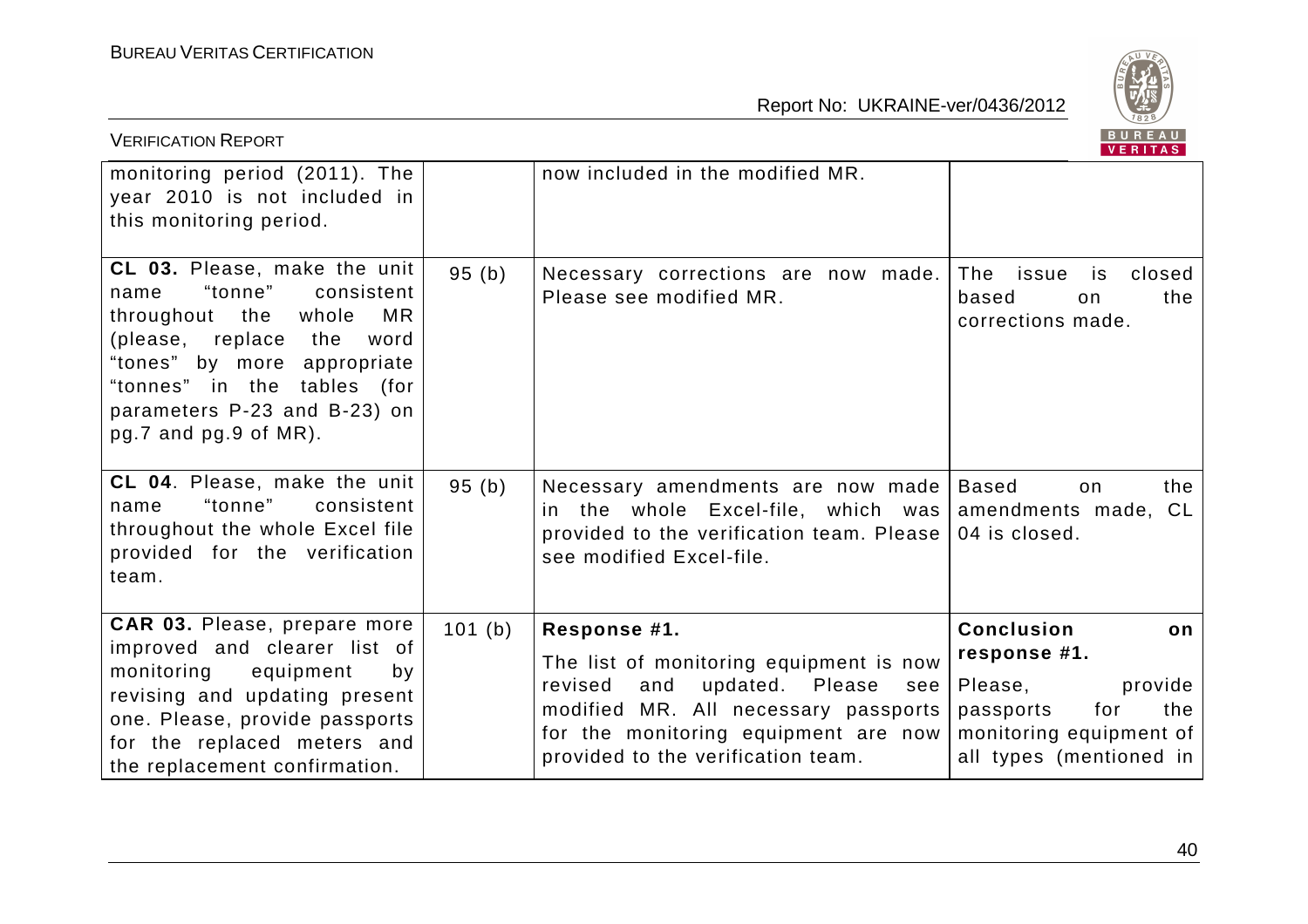| | | | |
|---|---|---|---|
| monitoring period (2011). The year 2010 is not included in this monitoring period. | | now included in the modified MR. | |
| **CL 03.** Please, make the unit name "tonne" consistent throughout the whole MR (please, replace the word "tones" by more appropriate "tonnes" in the tables (for parameters P-23 and B-23) on pg.7 and pg.9 of MR). | 95 (b) | Necessary corrections are now made. Please see modified MR. | The issue is closed based on the corrections made. |
| **CL 04**. Please, make the unit name "tonne" consistent throughout the whole Excel file provided for the verification team. | 95 (b) | Necessary amendments are now made in the whole Excel-file, which was provided to the verification team. Please see modified Excel-file. | Based on the amendments made, CL 04 is closed. |
| **CAR 03.** Please, prepare more improved and clearer list of monitoring equipment by revising and updating present one. Please, provide passports for the replaced meters and the replacement confirmation. | 101 (b) | **Response #1.**<br>The list of monitoring equipment is now revised and updated. Please see modified MR. All necessary passports for the monitoring equipment are now provided to the verification team. | **Conclusion on response #1.**<br>Please, provide passports for the monitoring equipment of all types (mentioned in |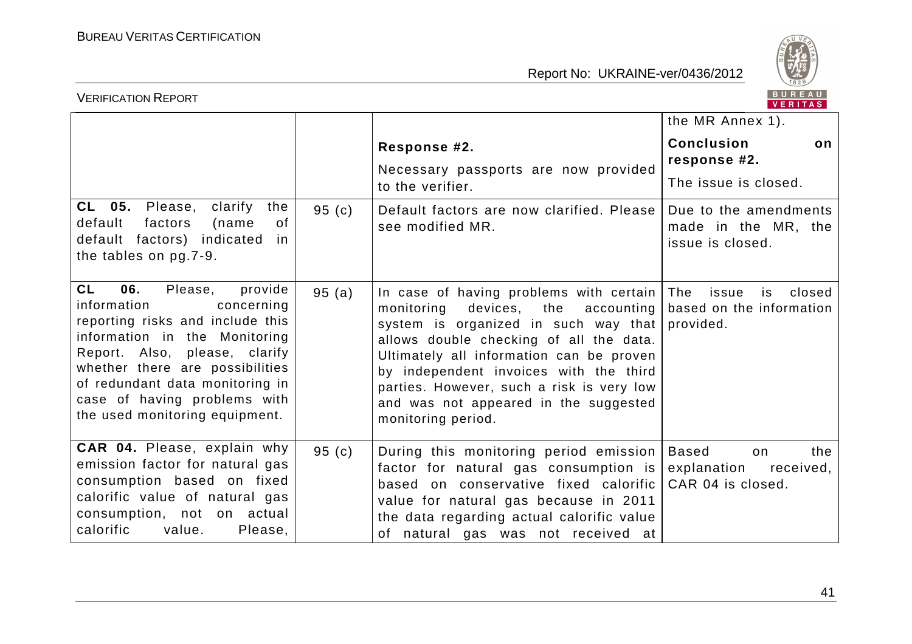| | | | the MR Annex 1). |
|---|---|---|---|
| | | **Response #2.** Necessary passports are now provided to the verifier. | **Conclusion on response #2.** The issue is closed. |
| **CL 05.** Please, clarify the default factors (name of default factors) indicated in the tables on pg.7-9. | 95 (c) | Default factors are now clarified. Please see modified MR. | Due to the amendments made in the MR, the issue is closed. |
| **CL 06.** Please, provide information concerning reporting risks and include this information in the Monitoring Report. Also, please, clarify whether there are possibilities of redundant data monitoring in case of having problems with the used monitoring equipment. | 95 (a) | In case of having problems with certain monitoring devices, the accounting system is organized in such way that allows double checking of all the data. Ultimately all information can be proven by independent invoices with the third parties. However, such a risk is very low and was not appeared in the suggested monitoring period. | The issue is closed based on the information provided. |
| **CAR 04.** Please, explain why emission factor for natural gas consumption based on fixed calorific value of natural gas consumption, not on actual calorific value. Please, | 95 (c) | During this monitoring period emission factor for natural gas consumption is based on conservative fixed calorific value for natural gas because in 2011 the data regarding actual calorific value of natural gas was not received at | Based on the explanation received, CAR 04 is closed. |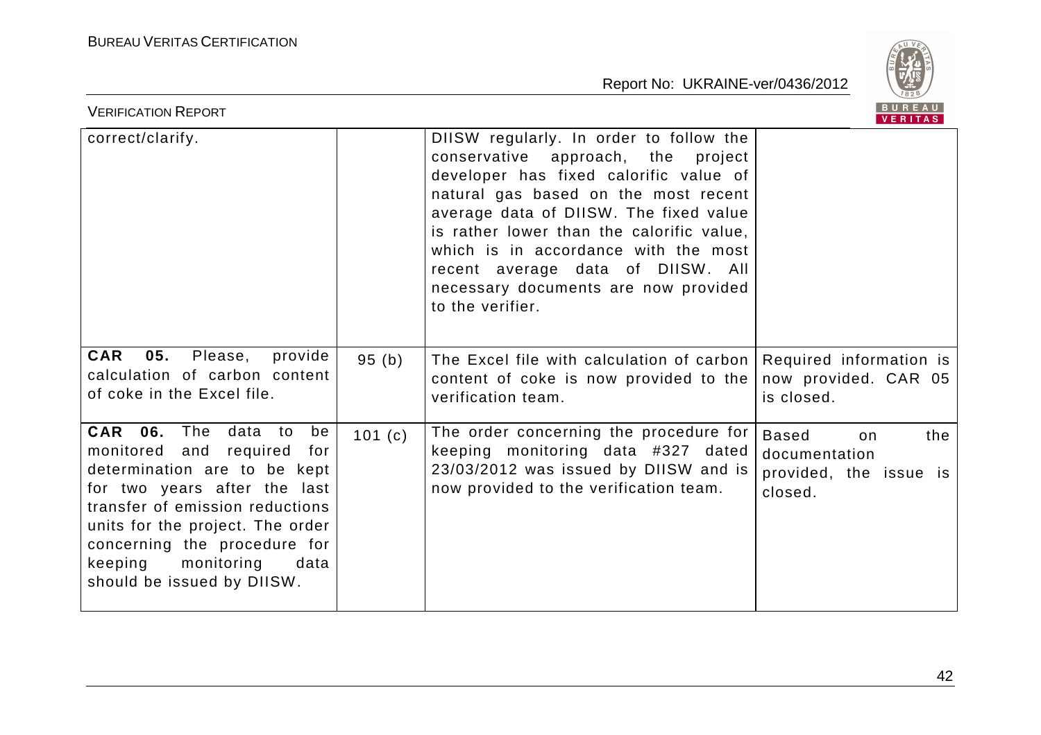| | | | |
|---|---|---|---|
| correct/clarify. | | DIISW regularly. In order to follow the conservative approach, the project developer has fixed calorific value of natural gas based on the most recent average data of DIISW. The fixed value is rather lower than the calorific value, which is in accordance with the most recent average data of DIISW. All necessary documents are now provided to the verifier. | |
| **CAR 05.** Please, provide calculation of carbon content of coke in the Excel file. | 95 (b) | The Excel file with calculation of carbon content of coke is now provided to the verification team. | Required information is now provided. CAR 05 is closed. |
| **CAR 06.** The data to be monitored and required for determination are to be kept for two years after the last transfer of emission reductions units for the project. The order concerning the procedure for keeping monitoring data should be issued by DIISW. | 101 (c) | The order concerning the procedure for keeping monitoring data #327 dated 23/03/2012 was issued by DIISW and is now provided to the verification team. | Based on the documentation provided, the issue is closed. |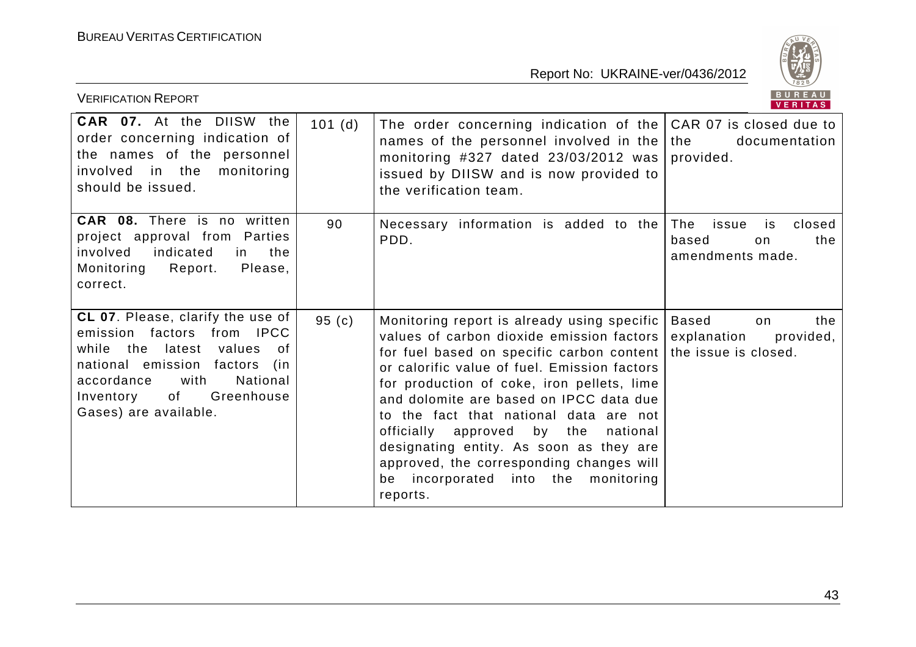| | | | |
|---|---|---|---|
| **CAR 07.** At the DIISW the order concerning indication of the names of the personnel involved in the monitoring should be issued. | 101 (d) | The order concerning indication of the names of the personnel involved in the monitoring #327 dated 23/03/2012 was issued by DIISW and is now provided to the verification team. | CAR 07 is closed due to the documentation provided. |
| **CAR 08.** There is no written project approval from Parties involved indicated in the Monitoring Report. Please, correct. | 90 | Necessary information is added to the PDD. | The issue is closed based on the amendments made. |
| **CL 07**. Please, clarify the use of emission factors from IPCC while the latest values of national emission factors (in accordance with National Inventory of Greenhouse Gases) are available. | 95 (c) | Monitoring report is already using specific values of carbon dioxide emission factors for fuel based on specific carbon content or calorific value of fuel. Emission factors for production of coke, iron pellets, lime and dolomite are based on IPCC data due to the fact that national data are not officially approved by the national designating entity. As soon as they are approved, the corresponding changes will be incorporated into the monitoring reports. | Based on the explanation provided, the issue is closed. |